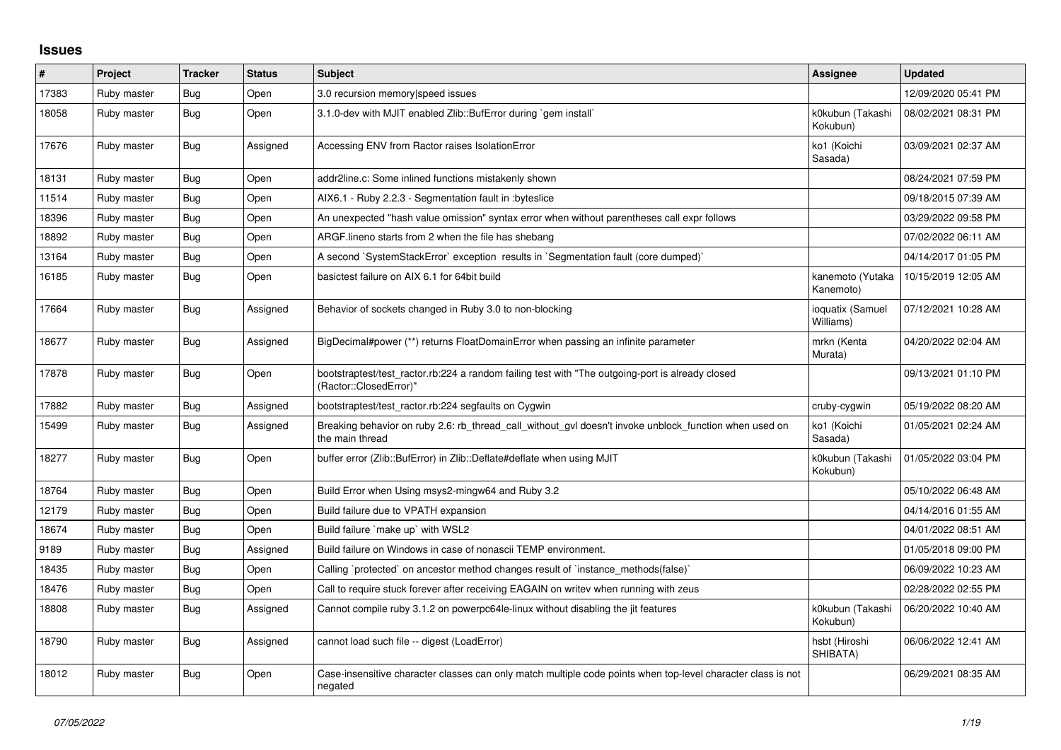# Issues

| # | Project | Tracker | Status | Subject | Assignee | Updated |
|---|---|---|---|---|---|---|
| 17383 | Ruby master | Bug | Open | 3.0 recursion memory\|speed issues | | 12/09/2020 05:41 PM |
| 18058 | Ruby master | Bug | Open | 3.1.0-dev with MJIT enabled Zlib::BufError during `gem install` | k0kubun (Takashi Kokubun) | 08/02/2021 08:31 PM |
| 17676 | Ruby master | Bug | Assigned | Accessing ENV from Ractor raises IsolationError | ko1 (Koichi Sasada) | 03/09/2021 02:37 AM |
| 18131 | Ruby master | Bug | Open | addr2line.c: Some inlined functions mistakenly shown | | 08/24/2021 07:59 PM |
| 11514 | Ruby master | Bug | Open | AIX6.1 - Ruby 2.2.3 - Segmentation fault in :byteslice | | 09/18/2015 07:39 AM |
| 18396 | Ruby master | Bug | Open | An unexpected "hash value omission" syntax error when without parentheses call expr follows | | 03/29/2022 09:58 PM |
| 18892 | Ruby master | Bug | Open | ARGF.lineno starts from 2 when the file has shebang | | 07/02/2022 06:11 AM |
| 13164 | Ruby master | Bug | Open | A second `SystemStackError` exception results in `Segmentation fault (core dumped)` | | 04/14/2017 01:05 PM |
| 16185 | Ruby master | Bug | Open | basictest failure on AIX 6.1 for 64bit build | kanemoto (Yutaka Kanemoto) | 10/15/2019 12:05 AM |
| 17664 | Ruby master | Bug | Assigned | Behavior of sockets changed in Ruby 3.0 to non-blocking | ioquatix (Samuel Williams) | 07/12/2021 10:28 AM |
| 18677 | Ruby master | Bug | Assigned | BigDecimal#power (**) returns FloatDomainError when passing an infinite parameter | mrkn (Kenta Murata) | 04/20/2022 02:04 AM |
| 17878 | Ruby master | Bug | Open | bootstraptest/test_ractor.rb:224 a random failing test with "The outgoing-port is already closed (Ractor::ClosedError)" | | 09/13/2021 01:10 PM |
| 17882 | Ruby master | Bug | Assigned | bootstraptest/test_ractor.rb:224 segfaults on Cygwin | cruby-cygwin | 05/19/2022 08:20 AM |
| 15499 | Ruby master | Bug | Assigned | Breaking behavior on ruby 2.6: rb_thread_call_without_gvl doesn't invoke unblock_function when used on the main thread | ko1 (Koichi Sasada) | 01/05/2021 02:24 AM |
| 18277 | Ruby master | Bug | Open | buffer error (Zlib::BufError) in Zlib::Deflate#deflate when using MJIT | k0kubun (Takashi Kokubun) | 01/05/2022 03:04 PM |
| 18764 | Ruby master | Bug | Open | Build Error when Using msys2-mingw64 and Ruby 3.2 | | 05/10/2022 06:48 AM |
| 12179 | Ruby master | Bug | Open | Build failure due to VPATH expansion | | 04/14/2016 01:55 AM |
| 18674 | Ruby master | Bug | Open | Build failure `make up` with WSL2 | | 04/01/2022 08:51 AM |
| 9189 | Ruby master | Bug | Assigned | Build failure on Windows in case of nonascii TEMP environment. | | 01/05/2018 09:00 PM |
| 18435 | Ruby master | Bug | Open | Calling `protected` on ancestor method changes result of `instance_methods(false)` | | 06/09/2022 10:23 AM |
| 18476 | Ruby master | Bug | Open | Call to require stuck forever after receiving EAGAIN on writev when running with zeus | | 02/28/2022 02:55 PM |
| 18808 | Ruby master | Bug | Assigned | Cannot compile ruby 3.1.2 on powerpc64le-linux without disabling the jit features | k0kubun (Takashi Kokubun) | 06/20/2022 10:40 AM |
| 18790 | Ruby master | Bug | Assigned | cannot load such file -- digest (LoadError) | hsbt (Hiroshi SHIBATA) | 06/06/2022 12:41 AM |
| 18012 | Ruby master | Bug | Open | Case-insensitive character classes can only match multiple code points when top-level character class is not negated | | 06/29/2021 08:35 AM |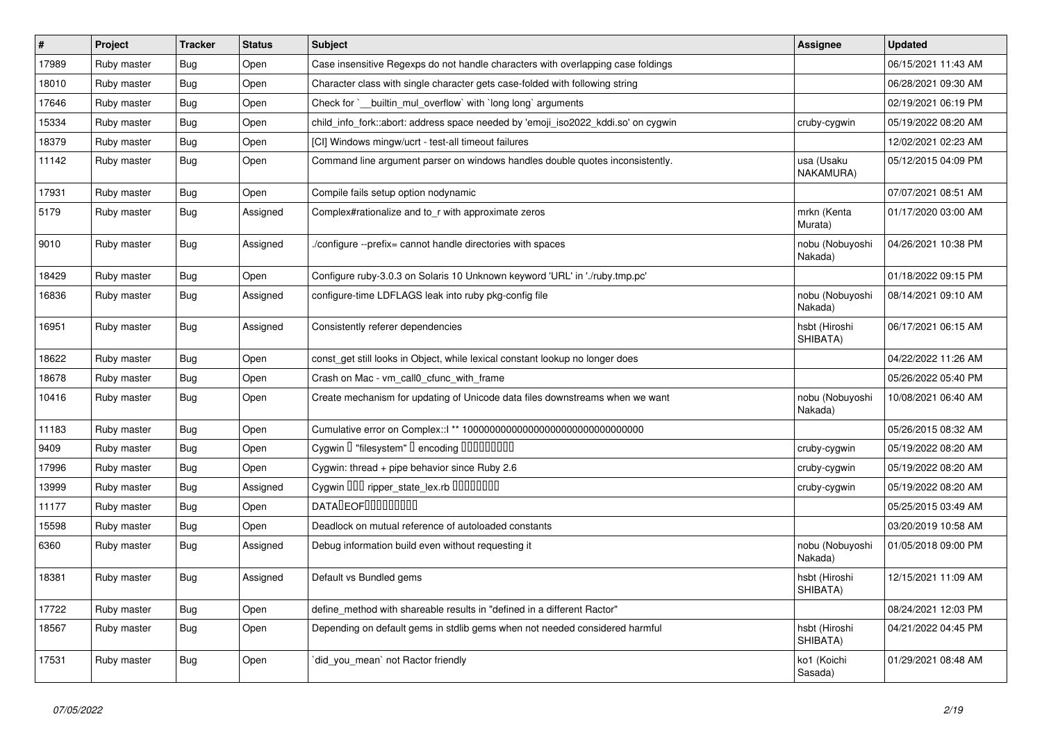| # | Project | Tracker | Status | Subject | Assignee | Updated |
|---|---|---|---|---|---|---|
| 17989 | Ruby master | Bug | Open | Case insensitive Regexps do not handle characters with overlapping case foldings | | 06/15/2021 11:43 AM |
| 18010 | Ruby master | Bug | Open | Character class with single character gets case-folded with following string | | 06/28/2021 09:30 AM |
| 17646 | Ruby master | Bug | Open | Check for `__builtin_mul_overflow` with `long long` arguments | | 02/19/2021 06:19 PM |
| 15334 | Ruby master | Bug | Open | child_info_fork::abort: address space needed by 'emoji_iso2022_kddi.so' on cygwin | cruby-cygwin | 05/19/2022 08:20 AM |
| 18379 | Ruby master | Bug | Open | [CI] Windows mingw/ucrt - test-all timeout failures | | 12/02/2021 02:23 AM |
| 11142 | Ruby master | Bug | Open | Command line argument parser on windows handles double quotes inconsistently. | usa (Usaku NAKAMURA) | 05/12/2015 04:09 PM |
| 17931 | Ruby master | Bug | Open | Compile fails setup option nodynamic | | 07/07/2021 08:51 AM |
| 5179 | Ruby master | Bug | Assigned | Complex#rationalize and to_r with approximate zeros | mrkn (Kenta Murata) | 01/17/2020 03:00 AM |
| 9010 | Ruby master | Bug | Assigned | ./configure --prefix= cannot handle directories with spaces | nobu (Nobuyoshi Nakada) | 04/26/2021 10:38 PM |
| 18429 | Ruby master | Bug | Open | Configure ruby-3.0.3 on Solaris 10 Unknown keyword 'URL' in './ruby.tmp.pc' | | 01/18/2022 09:15 PM |
| 16836 | Ruby master | Bug | Assigned | configure-time LDFLAGS leak into ruby pkg-config file | nobu (Nobuyoshi Nakada) | 08/14/2021 09:10 AM |
| 16951 | Ruby master | Bug | Assigned | Consistently referer dependencies | hsbt (Hiroshi SHIBATA) | 06/17/2021 06:15 AM |
| 18622 | Ruby master | Bug | Open | const_get still looks in Object, while lexical constant lookup no longer does | | 04/22/2022 11:26 AM |
| 18678 | Ruby master | Bug | Open | Crash on Mac - vm_call0_cfunc_with_frame | | 05/26/2022 05:40 PM |
| 10416 | Ruby master | Bug | Open | Create mechanism for updating of Unicode data files downstreams when we want | nobu (Nobuyoshi Nakada) | 10/08/2021 06:40 AM |
| 11183 | Ruby master | Bug | Open | Cumulative error on Complex::I ** 100000000000000000000000000000000 | | 05/26/2015 08:32 AM |
| 9409 | Ruby master | Bug | Open | Cygwin で "filesystem" の encoding が正しくない場合がある | cruby-cygwin | 05/19/2022 08:20 AM |
| 17996 | Ruby master | Bug | Open | Cygwin: thread + pipe behavior since Ruby 2.6 | cruby-cygwin | 05/19/2022 08:20 AM |
| 13999 | Ruby master | Bug | Assigned | Cygwin において ripper_state_lex.rb が異常終了する | cruby-cygwin | 05/19/2022 08:20 AM |
| 11177 | Ruby master | Bug | Open | DATAのEOFが正しく扱われていない | | 05/25/2015 03:49 AM |
| 15598 | Ruby master | Bug | Open | Deadlock on mutual reference of autoloaded constants | | 03/20/2019 10:58 AM |
| 6360 | Ruby master | Bug | Assigned | Debug information build even without requesting it | nobu (Nobuyoshi Nakada) | 01/05/2018 09:00 PM |
| 18381 | Ruby master | Bug | Assigned | Default vs Bundled gems | hsbt (Hiroshi SHIBATA) | 12/15/2021 11:09 AM |
| 17722 | Ruby master | Bug | Open | define_method with shareable results in "defined in a different Ractor" | | 08/24/2021 12:03 PM |
| 18567 | Ruby master | Bug | Open | Depending on default gems in stdlib gems when not needed considered harmful | hsbt (Hiroshi SHIBATA) | 04/21/2022 04:45 PM |
| 17531 | Ruby master | Bug | Open | `did_you_mean` not Ractor friendly | ko1 (Koichi Sasada) | 01/29/2021 08:48 AM |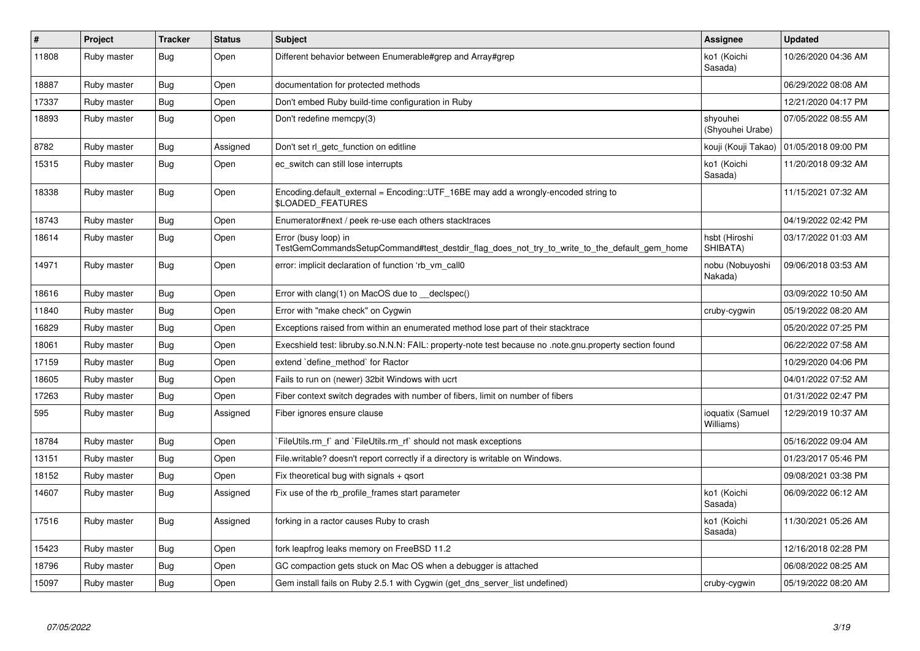| # | Project | Tracker | Status | Subject | Assignee | Updated |
|---|---|---|---|---|---|---|
| 11808 | Ruby master | Bug | Open | Different behavior between Enumerable#grep and Array#grep | ko1 (Koichi Sasada) | 10/26/2020 04:36 AM |
| 18887 | Ruby master | Bug | Open | documentation for protected methods | | 06/29/2022 08:08 AM |
| 17337 | Ruby master | Bug | Open | Don't embed Ruby build-time configuration in Ruby | | 12/21/2020 04:17 PM |
| 18893 | Ruby master | Bug | Open | Don't redefine memcpy(3) | shyouhei (Shyouhei Urabe) | 07/05/2022 08:55 AM |
| 8782 | Ruby master | Bug | Assigned | Don't set rl_getc_function on editline | kouji (Kouji Takao) | 01/05/2018 09:00 PM |
| 15315 | Ruby master | Bug | Open | ec_switch can still lose interrupts | ko1 (Koichi Sasada) | 11/20/2018 09:32 AM |
| 18338 | Ruby master | Bug | Open | Encoding.default_external = Encoding::UTF_16BE may add a wrongly-encoded string to $LOADED_FEATURES | | 11/15/2021 07:32 AM |
| 18743 | Ruby master | Bug | Open | Enumerator#next / peek re-use each others stacktraces | | 04/19/2022 02:42 PM |
| 18614 | Ruby master | Bug | Open | Error (busy loop) in TestGemCommandsSetupCommand#test_destdir_flag_does_not_try_to_write_to_the_default_gem_home | hsbt (Hiroshi SHIBATA) | 03/17/2022 01:03 AM |
| 14971 | Ruby master | Bug | Open | error: implicit declaration of function 'rb_vm_call0 | nobu (Nobuyoshi Nakada) | 09/06/2018 03:53 AM |
| 18616 | Ruby master | Bug | Open | Error with clang(1) on MacOS due to __declspec() | | 03/09/2022 10:50 AM |
| 11840 | Ruby master | Bug | Open | Error with "make check" on Cygwin | cruby-cygwin | 05/19/2022 08:20 AM |
| 16829 | Ruby master | Bug | Open | Exceptions raised from within an enumerated method lose part of their stacktrace | | 05/20/2022 07:25 PM |
| 18061 | Ruby master | Bug | Open | Execshield test: libruby.so.N.N.N: FAIL: property-note test because no .note.gnu.property section found | | 06/22/2022 07:58 AM |
| 17159 | Ruby master | Bug | Open | extend `define_method` for Ractor | | 10/29/2020 04:06 PM |
| 18605 | Ruby master | Bug | Open | Fails to run on (newer) 32bit Windows with ucrt | | 04/01/2022 07:52 AM |
| 17263 | Ruby master | Bug | Open | Fiber context switch degrades with number of fibers, limit on number of fibers | | 01/31/2022 02:47 PM |
| 595 | Ruby master | Bug | Assigned | Fiber ignores ensure clause | ioquatix (Samuel Williams) | 12/29/2019 10:37 AM |
| 18784 | Ruby master | Bug | Open | `FileUtils.rm_f` and `FileUtils.rm_rf` should not mask exceptions | | 05/16/2022 09:04 AM |
| 13151 | Ruby master | Bug | Open | File.writable? doesn't report correctly if a directory is writable on Windows. | | 01/23/2017 05:46 PM |
| 18152 | Ruby master | Bug | Open | Fix theoretical bug with signals + qsort | | 09/08/2021 03:38 PM |
| 14607 | Ruby master | Bug | Assigned | Fix use of the rb_profile_frames start parameter | ko1 (Koichi Sasada) | 06/09/2022 06:12 AM |
| 17516 | Ruby master | Bug | Assigned | forking in a ractor causes Ruby to crash | ko1 (Koichi Sasada) | 11/30/2021 05:26 AM |
| 15423 | Ruby master | Bug | Open | fork leapfrog leaks memory on FreeBSD 11.2 | | 12/16/2018 02:28 PM |
| 18796 | Ruby master | Bug | Open | GC compaction gets stuck on Mac OS when a debugger is attached | | 06/08/2022 08:25 AM |
| 15097 | Ruby master | Bug | Open | Gem install fails on Ruby 2.5.1 with Cygwin (get_dns_server_list undefined) | cruby-cygwin | 05/19/2022 08:20 AM |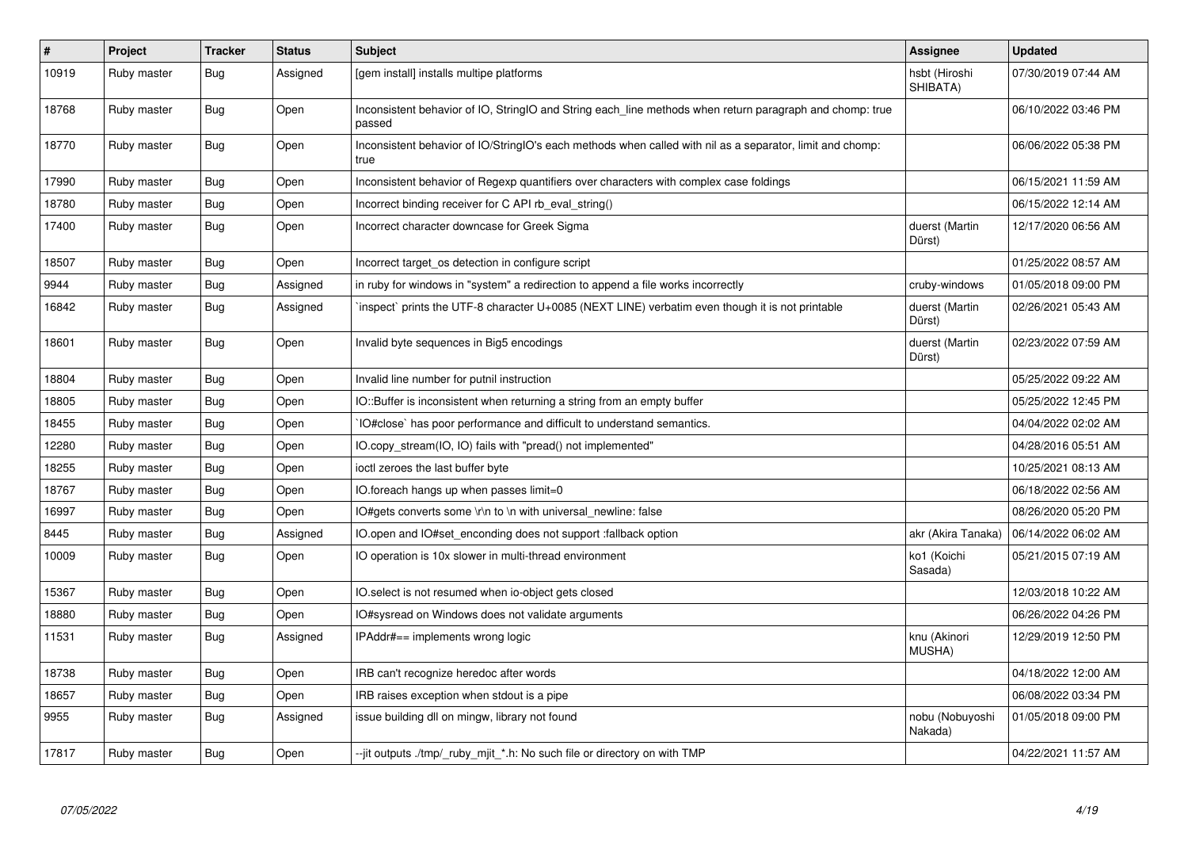| # | Project | Tracker | Status | Subject | Assignee | Updated |
|---|---|---|---|---|---|---|
| 10919 | Ruby master | Bug | Assigned | [gem install] installs multipe platforms | hsbt (Hiroshi SHIBATA) | 07/30/2019 07:44 AM |
| 18768 | Ruby master | Bug | Open | Inconsistent behavior of IO, StringIO and String each_line methods when return paragraph and chomp: true passed | | 06/10/2022 03:46 PM |
| 18770 | Ruby master | Bug | Open | Inconsistent behavior of IO/StringIO's each methods when called with nil as a separator, limit and chomp: true | | 06/06/2022 05:38 PM |
| 17990 | Ruby master | Bug | Open | Inconsistent behavior of Regexp quantifiers over characters with complex case foldings | | 06/15/2021 11:59 AM |
| 18780 | Ruby master | Bug | Open | Incorrect binding receiver for C API rb_eval_string() | | 06/15/2022 12:14 AM |
| 17400 | Ruby master | Bug | Open | Incorrect character downcase for Greek Sigma | duerst (Martin Dürst) | 12/17/2020 06:56 AM |
| 18507 | Ruby master | Bug | Open | Incorrect target_os detection in configure script | | 01/25/2022 08:57 AM |
| 9944 | Ruby master | Bug | Assigned | in ruby for windows in "system" a redirection to append a file works incorrectly | cruby-windows | 01/05/2018 09:00 PM |
| 16842 | Ruby master | Bug | Assigned | `inspect` prints the UTF-8 character U+0085 (NEXT LINE) verbatim even though it is not printable | duerst (Martin Dürst) | 02/26/2021 05:43 AM |
| 18601 | Ruby master | Bug | Open | Invalid byte sequences in Big5 encodings | duerst (Martin Dürst) | 02/23/2022 07:59 AM |
| 18804 | Ruby master | Bug | Open | Invalid line number for putnil instruction | | 05/25/2022 09:22 AM |
| 18805 | Ruby master | Bug | Open | IO::Buffer is inconsistent when returning a string from an empty buffer | | 05/25/2022 12:45 PM |
| 18455 | Ruby master | Bug | Open | `IO#close` has poor performance and difficult to understand semantics. | | 04/04/2022 02:02 AM |
| 12280 | Ruby master | Bug | Open | IO.copy_stream(IO, IO) fails with "pread() not implemented" | | 04/28/2016 05:51 AM |
| 18255 | Ruby master | Bug | Open | ioctl zeroes the last buffer byte | | 10/25/2021 08:13 AM |
| 18767 | Ruby master | Bug | Open | IO.foreach hangs up when passes limit=0 | | 06/18/2022 02:56 AM |
| 16997 | Ruby master | Bug | Open | IO#gets converts some \r\n to \n with universal_newline: false | | 08/26/2020 05:20 PM |
| 8445 | Ruby master | Bug | Assigned | IO.open and IO#set_enconding does not support :fallback option | akr (Akira Tanaka) | 06/14/2022 06:02 AM |
| 10009 | Ruby master | Bug | Open | IO operation is 10x slower in multi-thread environment | ko1 (Koichi Sasada) | 05/21/2015 07:19 AM |
| 15367 | Ruby master | Bug | Open | IO.select is not resumed when io-object gets closed | | 12/03/2018 10:22 AM |
| 18880 | Ruby master | Bug | Open | IO#sysread on Windows does not validate arguments | | 06/26/2022 04:26 PM |
| 11531 | Ruby master | Bug | Assigned | IPAddr#== implements wrong logic | knu (Akinori MUSHA) | 12/29/2019 12:50 PM |
| 18738 | Ruby master | Bug | Open | IRB can't recognize heredoc after words | | 04/18/2022 12:00 AM |
| 18657 | Ruby master | Bug | Open | IRB raises exception when stdout is a pipe | | 06/08/2022 03:34 PM |
| 9955 | Ruby master | Bug | Assigned | issue building dll on mingw, library not found | nobu (Nobuyoshi Nakada) | 01/05/2018 09:00 PM |
| 17817 | Ruby master | Bug | Open | --jit outputs ./tmp/_ruby_mjit_*.h: No such file or directory on with TMP | | 04/22/2021 11:57 AM |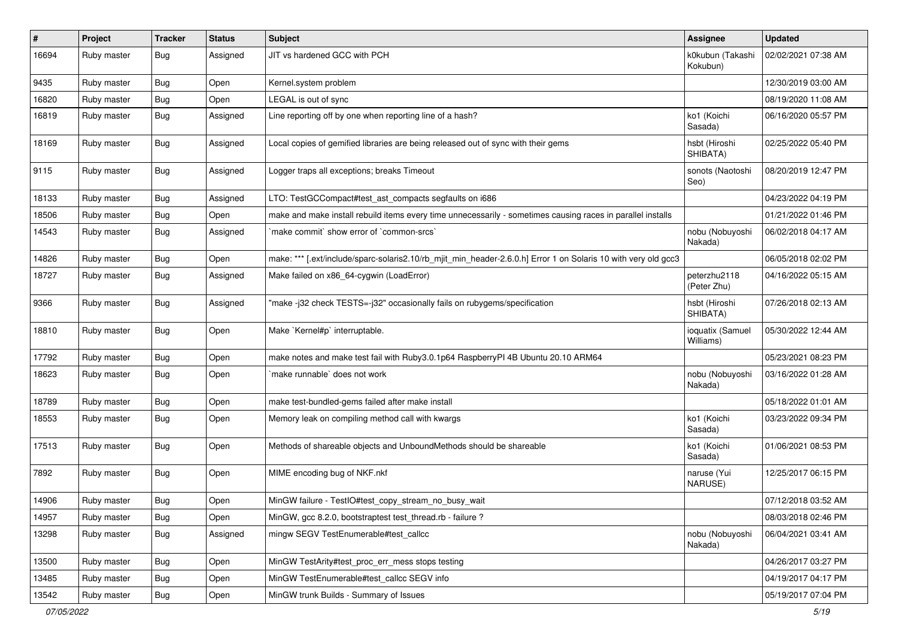| # | Project | Tracker | Status | Subject | Assignee | Updated |
|---|---|---|---|---|---|---|
| 16694 | Ruby master | Bug | Assigned | JIT vs hardened GCC with PCH | k0kubun (Takashi Kokubun) | 02/02/2021 07:38 AM |
| 9435 | Ruby master | Bug | Open | Kernel.system problem | | 12/30/2019 03:00 AM |
| 16820 | Ruby master | Bug | Open | LEGAL is out of sync | | 08/19/2020 11:08 AM |
| 16819 | Ruby master | Bug | Assigned | Line reporting off by one when reporting line of a hash? | ko1 (Koichi Sasada) | 06/16/2020 05:57 PM |
| 18169 | Ruby master | Bug | Assigned | Local copies of gemified libraries are being released out of sync with their gems | hsbt (Hiroshi SHIBATA) | 02/25/2022 05:40 PM |
| 9115 | Ruby master | Bug | Assigned | Logger traps all exceptions; breaks Timeout | sonots (Naotoshi Seo) | 08/20/2019 12:47 PM |
| 18133 | Ruby master | Bug | Assigned | LTO: TestGCCompact#test_ast_compacts segfaults on i686 | | 04/23/2022 04:19 PM |
| 18506 | Ruby master | Bug | Open | make and make install rebuild items every time unnecessarily - sometimes causing races in parallel installs | | 01/21/2022 01:46 PM |
| 14543 | Ruby master | Bug | Assigned | `make commit` show error of `common-srcs` | nobu (Nobuyoshi Nakada) | 06/02/2018 04:17 AM |
| 14826 | Ruby master | Bug | Open | make: *** [.ext/include/sparc-solaris2.10/rb_mjit_min_header-2.6.0.h] Error 1 on Solaris 10 with very old gcc3 | | 06/05/2018 02:02 PM |
| 18727 | Ruby master | Bug | Assigned | Make failed on x86_64-cygwin (LoadError) | peterzhu2118 (Peter Zhu) | 04/16/2022 05:15 AM |
| 9366 | Ruby master | Bug | Assigned | "make -j32 check TESTS=-j32" occasionally fails on rubygems/specification | hsbt (Hiroshi SHIBATA) | 07/26/2018 02:13 AM |
| 18810 | Ruby master | Bug | Open | Make `Kernel#p` interruptable. | ioquatix (Samuel Williams) | 05/30/2022 12:44 AM |
| 17792 | Ruby master | Bug | Open | make notes and make test fail with Ruby3.0.1p64 RaspberryPI 4B Ubuntu 20.10 ARM64 | | 05/23/2021 08:23 PM |
| 18623 | Ruby master | Bug | Open | `make runnable` does not work | nobu (Nobuyoshi Nakada) | 03/16/2022 01:28 AM |
| 18789 | Ruby master | Bug | Open | make test-bundled-gems failed after make install | | 05/18/2022 01:01 AM |
| 18553 | Ruby master | Bug | Open | Memory leak on compiling method call with kwargs | ko1 (Koichi Sasada) | 03/23/2022 09:34 PM |
| 17513 | Ruby master | Bug | Open | Methods of shareable objects and UnboundMethods should be shareable | ko1 (Koichi Sasada) | 01/06/2021 08:53 PM |
| 7892 | Ruby master | Bug | Open | MIME encoding bug of NKF.nkf | naruse (Yui NARUSE) | 12/25/2017 06:15 PM |
| 14906 | Ruby master | Bug | Open | MinGW failure - TestIO#test_copy_stream_no_busy_wait | | 07/12/2018 03:52 AM |
| 14957 | Ruby master | Bug | Open | MinGW, gcc 8.2.0, bootstraptest test_thread.rb - failure ? | | 08/03/2018 02:46 PM |
| 13298 | Ruby master | Bug | Assigned | mingw SEGV TestEnumerable#test_callcc | nobu (Nobuyoshi Nakada) | 06/04/2021 03:41 AM |
| 13500 | Ruby master | Bug | Open | MinGW TestArity#test_proc_err_mess stops testing | | 04/26/2017 03:27 PM |
| 13485 | Ruby master | Bug | Open | MinGW TestEnumerable#test_callcc SEGV info | | 04/19/2017 04:17 PM |
| 13542 | Ruby master | Bug | Open | MinGW trunk Builds - Summary of Issues | | 05/19/2017 07:04 PM |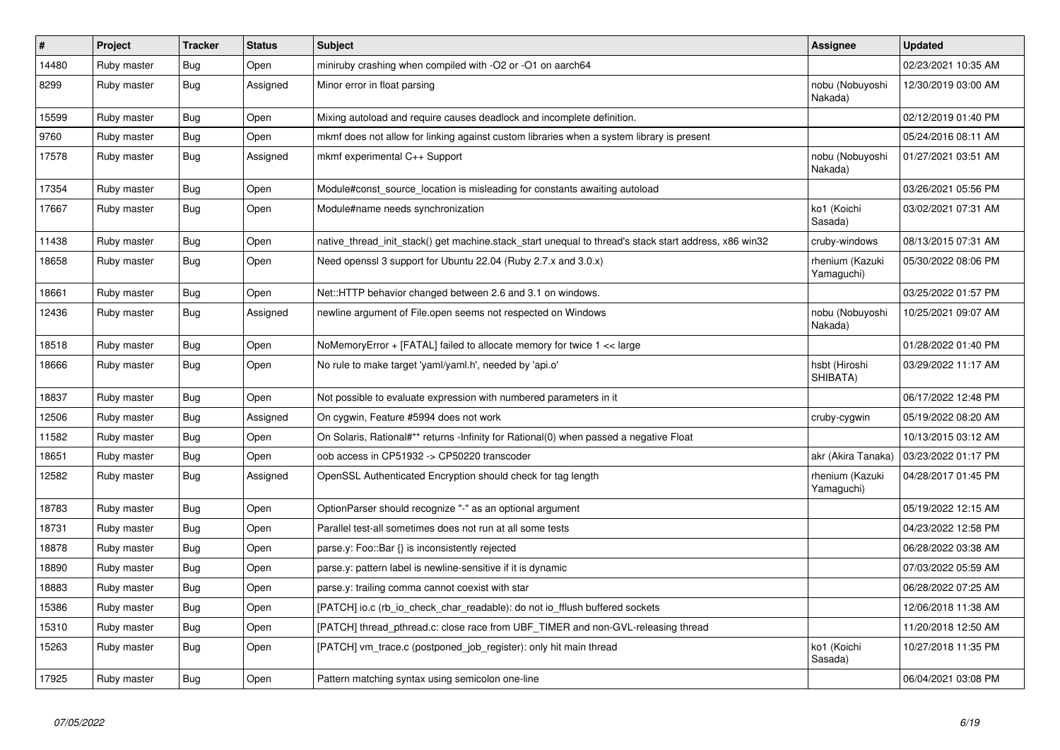| # | Project | Tracker | Status | Subject | Assignee | Updated |
|---|---|---|---|---|---|---|
| 14480 | Ruby master | Bug | Open | miniruby crashing when compiled with -O2 or -O1 on aarch64 | | 02/23/2021 10:35 AM |
| 8299 | Ruby master | Bug | Assigned | Minor error in float parsing | nobu (Nobuyoshi Nakada) | 12/30/2019 03:00 AM |
| 15599 | Ruby master | Bug | Open | Mixing autoload and require causes deadlock and incomplete definition. | | 02/12/2019 01:40 PM |
| 9760 | Ruby master | Bug | Open | mkmf does not allow for linking against custom libraries when a system library is present | | 05/24/2016 08:11 AM |
| 17578 | Ruby master | Bug | Assigned | mkmf experimental C++ Support | nobu (Nobuyoshi Nakada) | 01/27/2021 03:51 AM |
| 17354 | Ruby master | Bug | Open | Module#const_source_location is misleading for constants awaiting autoload | | 03/26/2021 05:56 PM |
| 17667 | Ruby master | Bug | Open | Module#name needs synchronization | ko1 (Koichi Sasada) | 03/02/2021 07:31 AM |
| 11438 | Ruby master | Bug | Open | native_thread_init_stack() get machine.stack_start unequal to thread's stack start address, x86 win32 | cruby-windows | 08/13/2015 07:31 AM |
| 18658 | Ruby master | Bug | Open | Need openssl 3 support for Ubuntu 22.04 (Ruby 2.7.x and 3.0.x) | rhenium (Kazuki Yamaguchi) | 05/30/2022 08:06 PM |
| 18661 | Ruby master | Bug | Open | Net::HTTP behavior changed between 2.6 and 3.1 on windows. | | 03/25/2022 01:57 PM |
| 12436 | Ruby master | Bug | Assigned | newline argument of File.open seems not respected on Windows | nobu (Nobuyoshi Nakada) | 10/25/2021 09:07 AM |
| 18518 | Ruby master | Bug | Open | NoMemoryError + [FATAL] failed to allocate memory for twice 1 << large | | 01/28/2022 01:40 PM |
| 18666 | Ruby master | Bug | Open | No rule to make target 'yaml/yaml.h', needed by 'api.o' | hsbt (Hiroshi SHIBATA) | 03/29/2022 11:17 AM |
| 18837 | Ruby master | Bug | Open | Not possible to evaluate expression with numbered parameters in it | | 06/17/2022 12:48 PM |
| 12506 | Ruby master | Bug | Assigned | On cygwin, Feature #5994 does not work | cruby-cygwin | 05/19/2022 08:20 AM |
| 11582 | Ruby master | Bug | Open | On Solaris, Rational#** returns -Infinity for Rational(0) when passed a negative Float | | 10/13/2015 03:12 AM |
| 18651 | Ruby master | Bug | Open | oob access in CP51932 -> CP50220 transcoder | akr (Akira Tanaka) | 03/23/2022 01:17 PM |
| 12582 | Ruby master | Bug | Assigned | OpenSSL Authenticated Encryption should check for tag length | rhenium (Kazuki Yamaguchi) | 04/28/2017 01:45 PM |
| 18783 | Ruby master | Bug | Open | OptionParser should recognize "-" as an optional argument | | 05/19/2022 12:15 AM |
| 18731 | Ruby master | Bug | Open | Parallel test-all sometimes does not run at all some tests | | 04/23/2022 12:58 PM |
| 18878 | Ruby master | Bug | Open | parse.y: Foo::Bar {} is inconsistently rejected | | 06/28/2022 03:38 AM |
| 18890 | Ruby master | Bug | Open | parse.y: pattern label is newline-sensitive if it is dynamic | | 07/03/2022 05:59 AM |
| 18883 | Ruby master | Bug | Open | parse.y: trailing comma cannot coexist with star | | 06/28/2022 07:25 AM |
| 15386 | Ruby master | Bug | Open | [PATCH] io.c (rb_io_check_char_readable): do not io_fflush buffered sockets | | 12/06/2018 11:38 AM |
| 15310 | Ruby master | Bug | Open | [PATCH] thread_pthread.c: close race from UBF_TIMER and non-GVL-releasing thread | | 11/20/2018 12:50 AM |
| 15263 | Ruby master | Bug | Open | [PATCH] vm_trace.c (postponed_job_register): only hit main thread | ko1 (Koichi Sasada) | 10/27/2018 11:35 PM |
| 17925 | Ruby master | Bug | Open | Pattern matching syntax using semicolon one-line | | 06/04/2021 03:08 PM |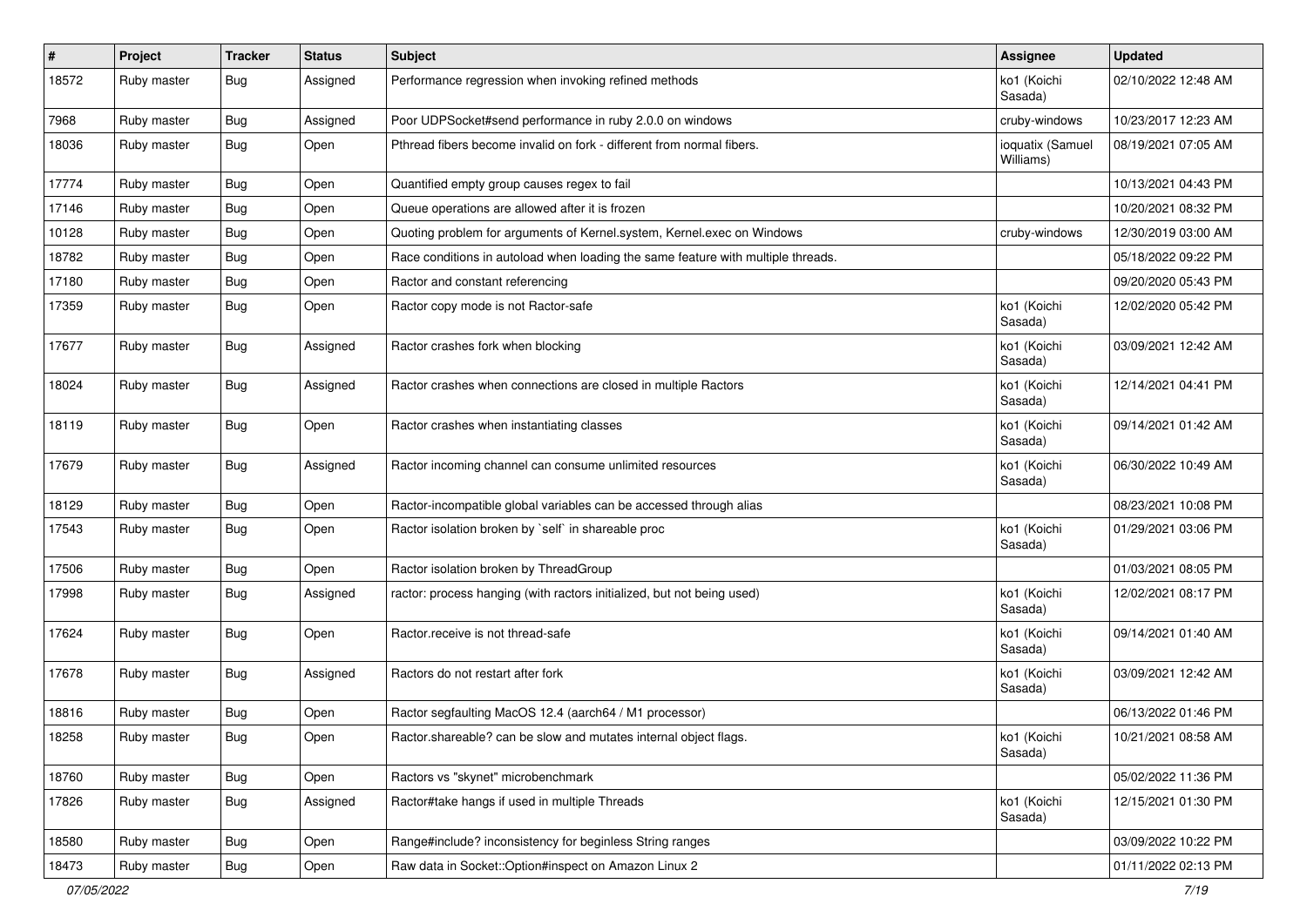| # | Project | Tracker | Status | Subject | Assignee | Updated |
|---|---|---|---|---|---|---|
| 18572 | Ruby master | Bug | Assigned | Performance regression when invoking refined methods | ko1 (Koichi Sasada) | 02/10/2022 12:48 AM |
| 7968 | Ruby master | Bug | Assigned | Poor UDPSocket#send performance in ruby 2.0.0 on windows | cruby-windows | 10/23/2017 12:23 AM |
| 18036 | Ruby master | Bug | Open | Pthread fibers become invalid on fork - different from normal fibers. | ioquatix (Samuel Williams) | 08/19/2021 07:05 AM |
| 17774 | Ruby master | Bug | Open | Quantified empty group causes regex to fail | | 10/13/2021 04:43 PM |
| 17146 | Ruby master | Bug | Open | Queue operations are allowed after it is frozen | | 10/20/2021 08:32 PM |
| 10128 | Ruby master | Bug | Open | Quoting problem for arguments of Kernel.system, Kernel.exec on Windows | cruby-windows | 12/30/2019 03:00 AM |
| 18782 | Ruby master | Bug | Open | Race conditions in autoload when loading the same feature with multiple threads. | | 05/18/2022 09:22 PM |
| 17180 | Ruby master | Bug | Open | Ractor and constant referencing | | 09/20/2020 05:43 PM |
| 17359 | Ruby master | Bug | Open | Ractor copy mode is not Ractor-safe | ko1 (Koichi Sasada) | 12/02/2020 05:42 PM |
| 17677 | Ruby master | Bug | Assigned | Ractor crashes fork when blocking | ko1 (Koichi Sasada) | 03/09/2021 12:42 AM |
| 18024 | Ruby master | Bug | Assigned | Ractor crashes when connections are closed in multiple Ractors | ko1 (Koichi Sasada) | 12/14/2021 04:41 PM |
| 18119 | Ruby master | Bug | Open | Ractor crashes when instantiating classes | ko1 (Koichi Sasada) | 09/14/2021 01:42 AM |
| 17679 | Ruby master | Bug | Assigned | Ractor incoming channel can consume unlimited resources | ko1 (Koichi Sasada) | 06/30/2022 10:49 AM |
| 18129 | Ruby master | Bug | Open | Ractor-incompatible global variables can be accessed through alias | | 08/23/2021 10:08 PM |
| 17543 | Ruby master | Bug | Open | Ractor isolation broken by `self` in shareable proc | ko1 (Koichi Sasada) | 01/29/2021 03:06 PM |
| 17506 | Ruby master | Bug | Open | Ractor isolation broken by ThreadGroup | | 01/03/2021 08:05 PM |
| 17998 | Ruby master | Bug | Assigned | ractor: process hanging (with ractors initialized, but not being used) | ko1 (Koichi Sasada) | 12/02/2021 08:17 PM |
| 17624 | Ruby master | Bug | Open | Ractor.receive is not thread-safe | ko1 (Koichi Sasada) | 09/14/2021 01:40 AM |
| 17678 | Ruby master | Bug | Assigned | Ractors do not restart after fork | ko1 (Koichi Sasada) | 03/09/2021 12:42 AM |
| 18816 | Ruby master | Bug | Open | Ractor segfaulting MacOS 12.4 (aarch64 / M1 processor) | | 06/13/2022 01:46 PM |
| 18258 | Ruby master | Bug | Open | Ractor.shareable? can be slow and mutates internal object flags. | ko1 (Koichi Sasada) | 10/21/2021 08:58 AM |
| 18760 | Ruby master | Bug | Open | Ractors vs "skynet" microbenchmark | | 05/02/2022 11:36 PM |
| 17826 | Ruby master | Bug | Assigned | Ractor#take hangs if used in multiple Threads | ko1 (Koichi Sasada) | 12/15/2021 01:30 PM |
| 18580 | Ruby master | Bug | Open | Range#include? inconsistency for beginless String ranges | | 03/09/2022 10:22 PM |
| 18473 | Ruby master | Bug | Open | Raw data in Socket::Option#inspect on Amazon Linux 2 | | 01/11/2022 02:13 PM |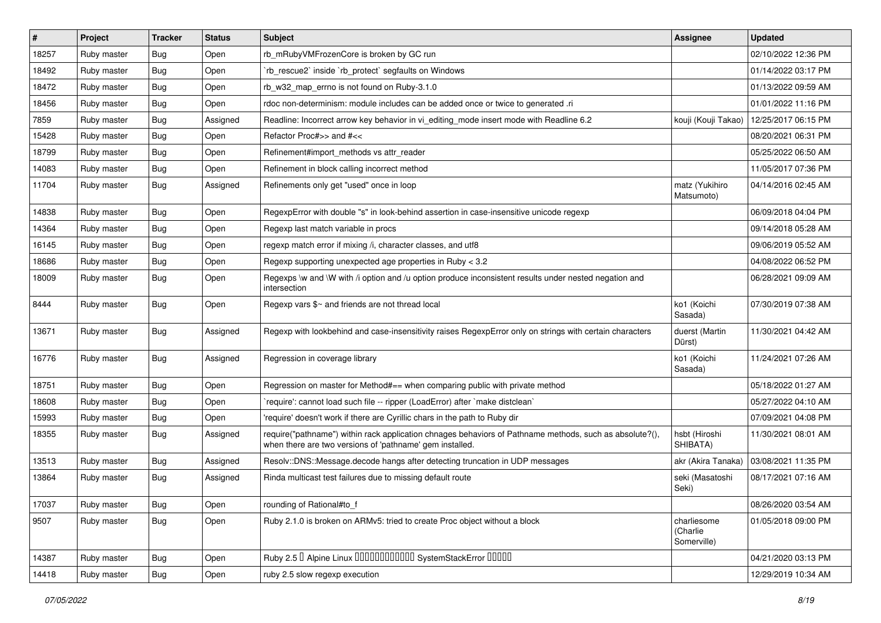| # | Project | Tracker | Status | Subject | Assignee | Updated |
|---|---|---|---|---|---|---|
| 18257 | Ruby master | Bug | Open | rb_mRubyVMFrozenCore is broken by GC run | | 02/10/2022 12:36 PM |
| 18492 | Ruby master | Bug | Open | `rb_rescue2` inside `rb_protect` segfaults on Windows | | 01/14/2022 03:17 PM |
| 18472 | Ruby master | Bug | Open | rb_w32_map_errno is not found on Ruby-3.1.0 | | 01/13/2022 09:59 AM |
| 18456 | Ruby master | Bug | Open | rdoc non-determinism: module includes can be added once or twice to generated .ri | | 01/01/2022 11:16 PM |
| 7859 | Ruby master | Bug | Assigned | Readline: Incorrect arrow key behavior in vi_editing_mode insert mode with Readline 6.2 | kouji (Kouji Takao) | 12/25/2017 06:15 PM |
| 15428 | Ruby master | Bug | Open | Refactor Proc#>> and #<< | | 08/20/2021 06:31 PM |
| 18799 | Ruby master | Bug | Open | Refinement#import_methods vs attr_reader | | 05/25/2022 06:50 AM |
| 14083 | Ruby master | Bug | Open | Refinement in block calling incorrect method | | 11/05/2017 07:36 PM |
| 11704 | Ruby master | Bug | Assigned | Refinements only get "used" once in loop | matz (Yukihiro Matsumoto) | 04/14/2016 02:45 AM |
| 14838 | Ruby master | Bug | Open | RegexpError with double "s" in look-behind assertion in case-insensitive unicode regexp | | 06/09/2018 04:04 PM |
| 14364 | Ruby master | Bug | Open | Regexp last match variable in procs | | 09/14/2018 05:28 AM |
| 16145 | Ruby master | Bug | Open | regexp match error if mixing /i, character classes, and utf8 | | 09/06/2019 05:52 AM |
| 18686 | Ruby master | Bug | Open | Regexp supporting unexpected age properties in Ruby < 3.2 | | 04/08/2022 06:52 PM |
| 18009 | Ruby master | Bug | Open | Regexps \w and \W with /i option and /u option produce inconsistent results under nested negation and intersection | | 06/28/2021 09:09 AM |
| 8444 | Ruby master | Bug | Open | Regexp vars $~ and friends are not thread local | ko1 (Koichi Sasada) | 07/30/2019 07:38 AM |
| 13671 | Ruby master | Bug | Assigned | Regexp with lookbehind and case-insensitivity raises RegexpError only on strings with certain characters | duerst (Martin Dürst) | 11/30/2021 04:42 AM |
| 16776 | Ruby master | Bug | Assigned | Regression in coverage library | ko1 (Koichi Sasada) | 11/24/2021 07:26 AM |
| 18751 | Ruby master | Bug | Open | Regression on master for Method#== when comparing public with private method | | 05/18/2022 01:27 AM |
| 18608 | Ruby master | Bug | Open | `require': cannot load such file -- ripper (LoadError) after `make distclean` | | 05/27/2022 04:10 AM |
| 15993 | Ruby master | Bug | Open | 'require' doesn't work if there are Cyrillic chars in the path to Ruby dir | | 07/09/2021 04:08 PM |
| 18355 | Ruby master | Bug | Assigned | require("pathname") within rack application chnages behaviors of Pathname methods, such as absolute?(), when there are two versions of 'pathname' gem installed. | hsbt (Hiroshi SHIBATA) | 11/30/2021 08:01 AM |
| 13513 | Ruby master | Bug | Assigned | Resolv::DNS::Message.decode hangs after detecting truncation in UDP messages | akr (Akira Tanaka) | 03/08/2021 11:35 PM |
| 13864 | Ruby master | Bug | Assigned | Rinda multicast test failures due to missing default route | seki (Masatoshi Seki) | 08/17/2021 07:16 AM |
| 17037 | Ruby master | Bug | Open | rounding of Rational#to_f | | 08/26/2020 03:54 AM |
| 9507 | Ruby master | Bug | Open | Ruby 2.1.0 is broken on ARMv5: tried to create Proc object without a block | charliesome (Charlie Somerville) | 01/05/2018 09:00 PM |
| 14387 | Ruby master | Bug | Open | Ruby 2.5 � Alpine Linux ������������ SystemStackError ����� | | 04/21/2020 03:13 PM |
| 14418 | Ruby master | Bug | Open | ruby 2.5 slow regexp execution | | 12/29/2019 10:34 AM |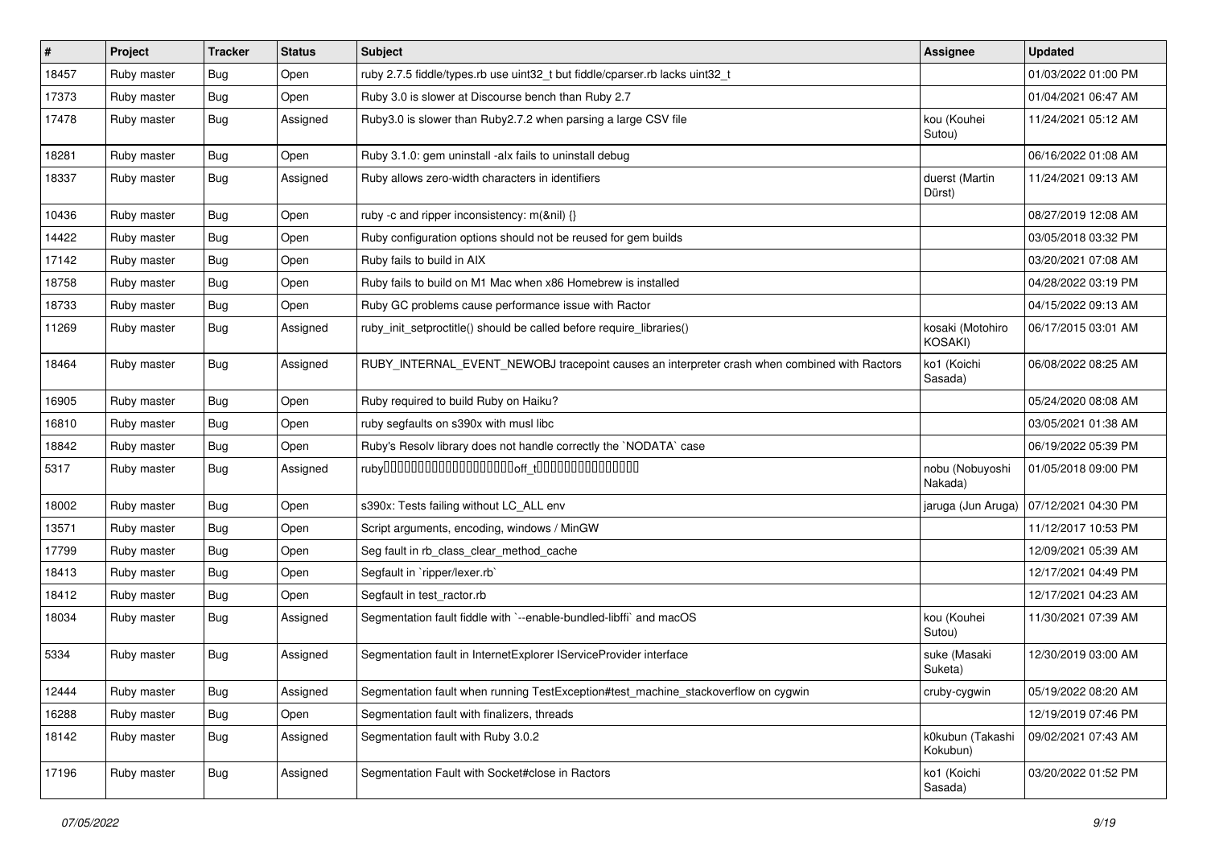| # | Project | Tracker | Status | Subject | Assignee | Updated |
|---|---|---|---|---|---|---|
| 18457 | Ruby master | Bug | Open | ruby 2.7.5 fiddle/types.rb use uint32_t but fiddle/cparser.rb lacks uint32_t | | 01/03/2022 01:00 PM |
| 17373 | Ruby master | Bug | Open | Ruby 3.0 is slower at Discourse bench than Ruby 2.7 | | 01/04/2021 06:47 AM |
| 17478 | Ruby master | Bug | Assigned | Ruby3.0 is slower than Ruby2.7.2 when parsing a large CSV file | kou (Kouhei Sutou) | 11/24/2021 05:12 AM |
| 18281 | Ruby master | Bug | Open | Ruby 3.1.0: gem uninstall -alx fails to uninstall debug | | 06/16/2022 01:08 AM |
| 18337 | Ruby master | Bug | Assigned | Ruby allows zero-width characters in identifiers | duerst (Martin Dürst) | 11/24/2021 09:13 AM |
| 10436 | Ruby master | Bug | Open | ruby -c and ripper inconsistency: m(&nil) {} | | 08/27/2019 12:08 AM |
| 14422 | Ruby master | Bug | Open | Ruby configuration options should not be reused for gem builds | | 03/05/2018 03:32 PM |
| 17142 | Ruby master | Bug | Open | Ruby fails to build in AIX | | 03/20/2021 07:08 AM |
| 18758 | Ruby master | Bug | Open | Ruby fails to build on M1 Mac when x86 Homebrew is installed | | 04/28/2022 03:19 PM |
| 18733 | Ruby master | Bug | Open | Ruby GC problems cause performance issue with Ractor | | 04/15/2022 09:13 AM |
| 11269 | Ruby master | Bug | Assigned | ruby_init_setproctitle() should be called before require_libraries() | kosaki (Motohiro KOSAKI) | 06/17/2015 03:01 AM |
| 18464 | Ruby master | Bug | Assigned | RUBY_INTERNAL_EVENT_NEWOBJ tracepoint causes an interpreter crash when combined with Ractors | ko1 (Koichi Sasada) | 06/08/2022 08:25 AM |
| 16905 | Ruby master | Bug | Open | Ruby required to build Ruby on Haiku? | | 05/24/2020 08:08 AM |
| 16810 | Ruby master | Bug | Open | ruby segfaults on s390x with musl libc | | 03/05/2021 01:38 AM |
| 18842 | Ruby master | Bug | Open | Ruby's Resolv library does not handle correctly the `NODATA` case | | 06/19/2022 05:39 PM |
| 5317 | Ruby master | Bug | Assigned | ruby□□□□□□□□□□□□□□□□□□□□off_t□□□□□□□□□□□□□□□□ | nobu (Nobuyoshi Nakada) | 01/05/2018 09:00 PM |
| 18002 | Ruby master | Bug | Open | s390x: Tests failing without LC_ALL env | jaruga (Jun Aruga) | 07/12/2021 04:30 PM |
| 13571 | Ruby master | Bug | Open | Script arguments, encoding, windows / MinGW | | 11/12/2017 10:53 PM |
| 17799 | Ruby master | Bug | Open | Seg fault in rb_class_clear_method_cache | | 12/09/2021 05:39 AM |
| 18413 | Ruby master | Bug | Open | Segfault in `ripper/lexer.rb` | | 12/17/2021 04:49 PM |
| 18412 | Ruby master | Bug | Open | Segfault in test_ractor.rb | | 12/17/2021 04:23 AM |
| 18034 | Ruby master | Bug | Assigned | Segmentation fault fiddle with `--enable-bundled-libffi` and macOS | kou (Kouhei Sutou) | 11/30/2021 07:39 AM |
| 5334 | Ruby master | Bug | Assigned | Segmentation fault in InternetExplorer IServiceProvider interface | suke (Masaki Suketa) | 12/30/2019 03:00 AM |
| 12444 | Ruby master | Bug | Assigned | Segmentation fault when running TestException#test_machine_stackoverflow on cygwin | cruby-cygwin | 05/19/2022 08:20 AM |
| 16288 | Ruby master | Bug | Open | Segmentation fault with finalizers, threads | | 12/19/2019 07:46 PM |
| 18142 | Ruby master | Bug | Assigned | Segmentation fault with Ruby 3.0.2 | k0kubun (Takashi Kokubun) | 09/02/2021 07:43 AM |
| 17196 | Ruby master | Bug | Assigned | Segmentation Fault with Socket#close in Ractors | ko1 (Koichi Sasada) | 03/20/2022 01:52 PM |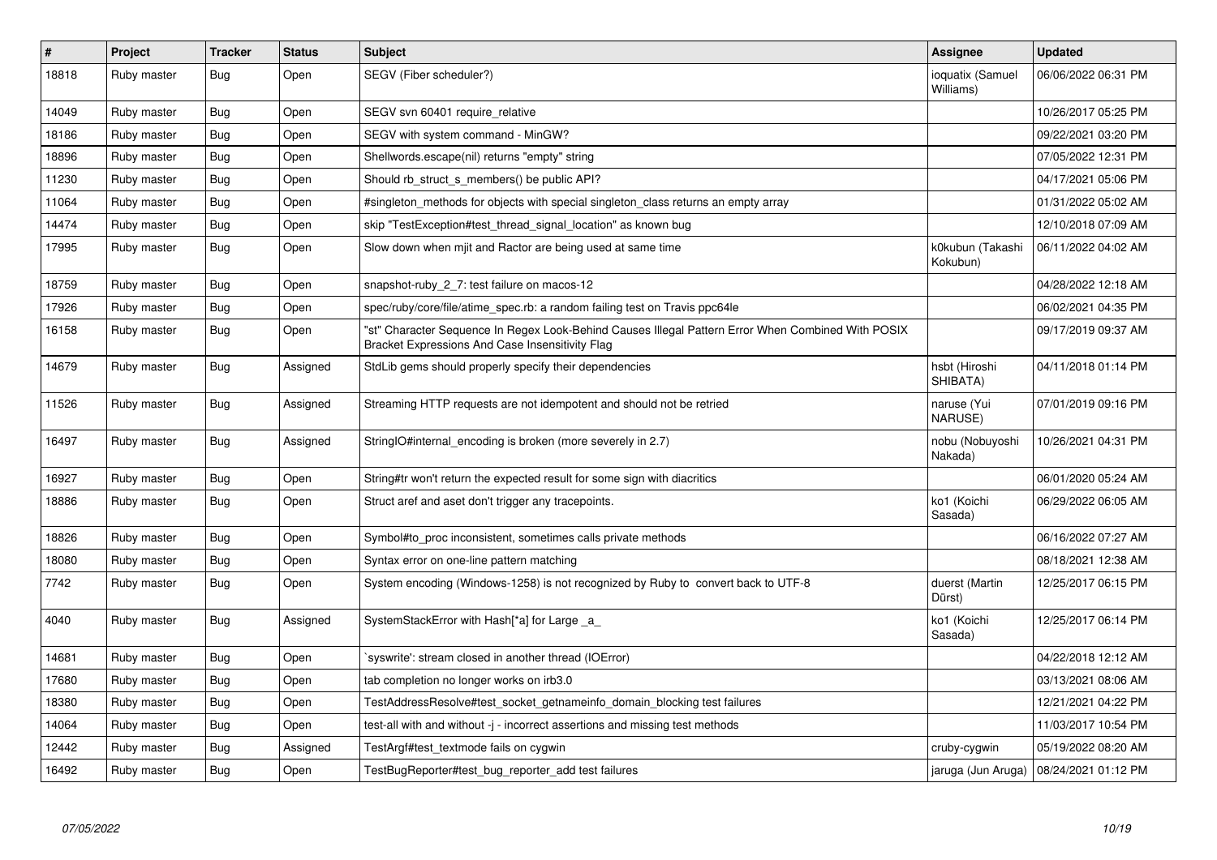| # | Project | Tracker | Status | Subject | Assignee | Updated |
|---|---|---|---|---|---|---|
| 18818 | Ruby master | Bug | Open | SEGV (Fiber scheduler?) | ioquatix (Samuel Williams) | 06/06/2022 06:31 PM |
| 14049 | Ruby master | Bug | Open | SEGV svn 60401 require_relative | | 10/26/2017 05:25 PM |
| 18186 | Ruby master | Bug | Open | SEGV with system command - MinGW? | | 09/22/2021 03:20 PM |
| 18896 | Ruby master | Bug | Open | Shellwords.escape(nil) returns "empty" string | | 07/05/2022 12:31 PM |
| 11230 | Ruby master | Bug | Open | Should rb_struct_s_members() be public API? | | 04/17/2021 05:06 PM |
| 11064 | Ruby master | Bug | Open | #singleton_methods for objects with special singleton_class returns an empty array | | 01/31/2022 05:02 AM |
| 14474 | Ruby master | Bug | Open | skip "TestException#test_thread_signal_location" as known bug | | 12/10/2018 07:09 AM |
| 17995 | Ruby master | Bug | Open | Slow down when mjit and Ractor are being used at same time | k0kubun (Takashi Kokubun) | 06/11/2022 04:02 AM |
| 18759 | Ruby master | Bug | Open | snapshot-ruby_2_7: test failure on macos-12 | | 04/28/2022 12:18 AM |
| 17926 | Ruby master | Bug | Open | spec/ruby/core/file/atime_spec.rb: a random failing test on Travis ppc64le | | 06/02/2021 04:35 PM |
| 16158 | Ruby master | Bug | Open | "st" Character Sequence In Regex Look-Behind Causes Illegal Pattern Error When Combined With POSIX Bracket Expressions And Case Insensitivity Flag | | 09/17/2019 09:37 AM |
| 14679 | Ruby master | Bug | Assigned | StdLib gems should properly specify their dependencies | hsbt (Hiroshi SHIBATA) | 04/11/2018 01:14 PM |
| 11526 | Ruby master | Bug | Assigned | Streaming HTTP requests are not idempotent and should not be retried | naruse (Yui NARUSE) | 07/01/2019 09:16 PM |
| 16497 | Ruby master | Bug | Assigned | StringIO#internal_encoding is broken (more severely in 2.7) | nobu (Nobuyoshi Nakada) | 10/26/2021 04:31 PM |
| 16927 | Ruby master | Bug | Open | String#tr won't return the expected result for some sign with diacritics | | 06/01/2020 05:24 AM |
| 18886 | Ruby master | Bug | Open | Struct aref and aset don't trigger any tracepoints. | ko1 (Koichi Sasada) | 06/29/2022 06:05 AM |
| 18826 | Ruby master | Bug | Open | Symbol#to_proc inconsistent, sometimes calls private methods | | 06/16/2022 07:27 AM |
| 18080 | Ruby master | Bug | Open | Syntax error on one-line pattern matching | | 08/18/2021 12:38 AM |
| 7742 | Ruby master | Bug | Open | System encoding (Windows-1258) is not recognized by Ruby to convert back to UTF-8 | duerst (Martin Dürst) | 12/25/2017 06:15 PM |
| 4040 | Ruby master | Bug | Assigned | SystemStackError with Hash[*a] for Large _a_ | ko1 (Koichi Sasada) | 12/25/2017 06:14 PM |
| 14681 | Ruby master | Bug | Open | `syswrite': stream closed in another thread (IOError) | | 04/22/2018 12:12 AM |
| 17680 | Ruby master | Bug | Open | tab completion no longer works on irb3.0 | | 03/13/2021 08:06 AM |
| 18380 | Ruby master | Bug | Open | TestAddressResolve#test_socket_getnameinfo_domain_blocking test failures | | 12/21/2021 04:22 PM |
| 14064 | Ruby master | Bug | Open | test-all with and without -j - incorrect assertions and missing test methods | | 11/03/2017 10:54 PM |
| 12442 | Ruby master | Bug | Assigned | TestArgf#test_textmode fails on cygwin | cruby-cygwin | 05/19/2022 08:20 AM |
| 16492 | Ruby master | Bug | Open | TestBugReporter#test_bug_reporter_add test failures | jaruga (Jun Aruga) | 08/24/2021 01:12 PM |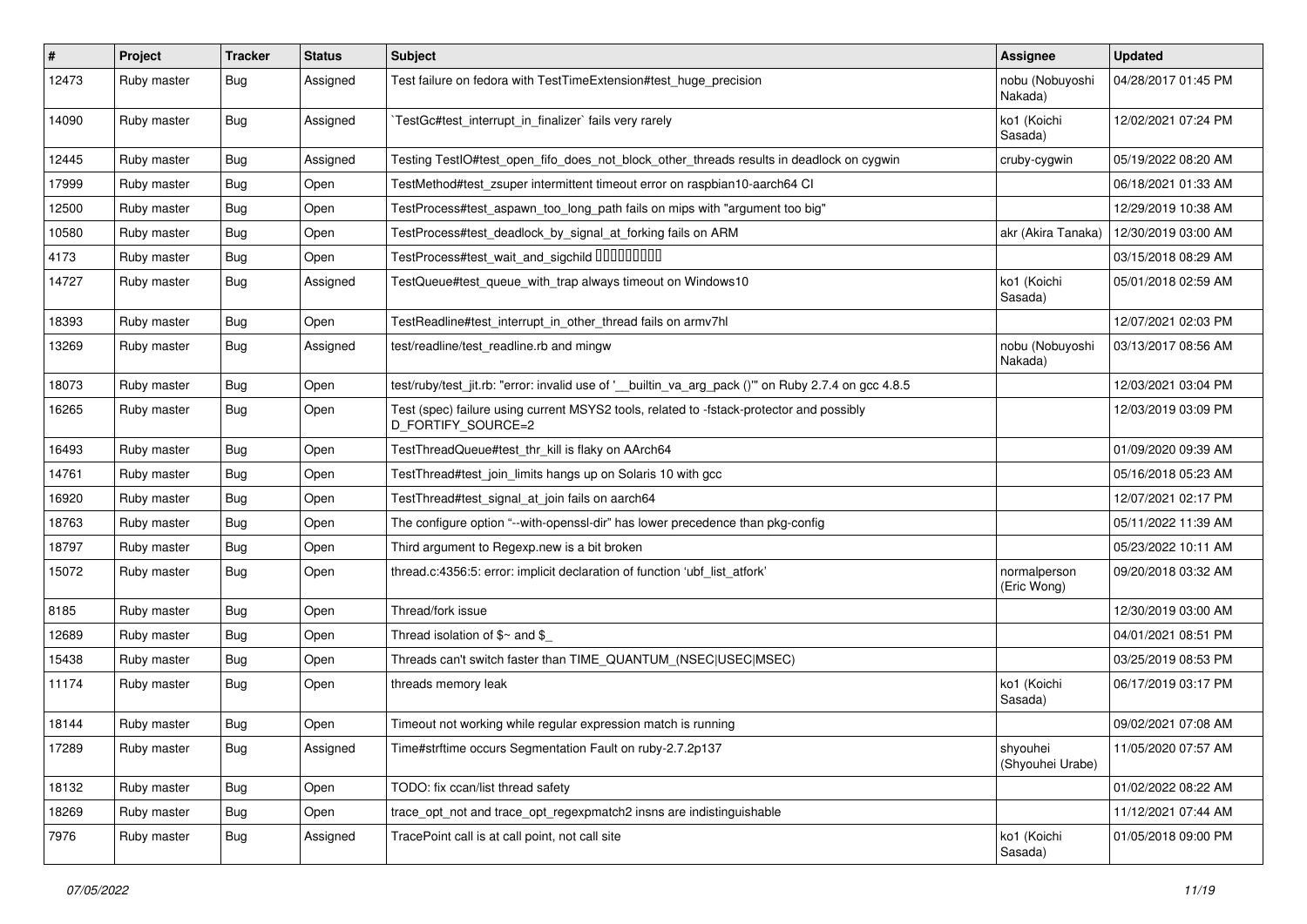| # | Project | Tracker | Status | Subject | Assignee | Updated |
|---|---|---|---|---|---|---|
| 12473 | Ruby master | Bug | Assigned | Test failure on fedora with TestTimeExtension#test_huge_precision | nobu (Nobuyoshi Nakada) | 04/28/2017 01:45 PM |
| 14090 | Ruby master | Bug | Assigned | `TestGc#test_interrupt_in_finalizer` fails very rarely | ko1 (Koichi Sasada) | 12/02/2021 07:24 PM |
| 12445 | Ruby master | Bug | Assigned | Testing TestIO#test_open_fifo_does_not_block_other_threads results in deadlock on cygwin | cruby-cygwin | 05/19/2022 08:20 AM |
| 17999 | Ruby master | Bug | Open | TestMethod#test_zsuper intermittent timeout error on raspbian10-aarch64 CI | | 06/18/2021 01:33 AM |
| 12500 | Ruby master | Bug | Open | TestProcess#test_aspawn_too_long_path fails on mips with "argument too big" | | 12/29/2019 10:38 AM |
| 10580 | Ruby master | Bug | Open | TestProcess#test_deadlock_by_signal_at_forking fails on ARM | akr (Akira Tanaka) | 12/30/2019 03:00 AM |
| 4173 | Ruby master | Bug | Open | TestProcess#test_wait_and_sigchild ���������� | | 03/15/2018 08:29 AM |
| 14727 | Ruby master | Bug | Assigned | TestQueue#test_queue_with_trap always timeout on Windows10 | ko1 (Koichi Sasada) | 05/01/2018 02:59 AM |
| 18393 | Ruby master | Bug | Open | TestReadline#test_interrupt_in_other_thread fails on armv7hl | | 12/07/2021 02:03 PM |
| 13269 | Ruby master | Bug | Assigned | test/readline/test_readline.rb and mingw | nobu (Nobuyoshi Nakada) | 03/13/2017 08:56 AM |
| 18073 | Ruby master | Bug | Open | test/ruby/test_jit.rb: "error: invalid use of '__builtin_va_arg_pack ()'" on Ruby 2.7.4 on gcc 4.8.5 | | 12/03/2021 03:04 PM |
| 16265 | Ruby master | Bug | Open | Test (spec) failure using current MSYS2 tools, related to -fstack-protector and possibly D_FORTIFY_SOURCE=2 | | 12/03/2019 03:09 PM |
| 16493 | Ruby master | Bug | Open | TestThreadQueue#test_thr_kill is flaky on AArch64 | | 01/09/2020 09:39 AM |
| 14761 | Ruby master | Bug | Open | TestThread#test_join_limits hangs up on Solaris 10 with gcc | | 05/16/2018 05:23 AM |
| 16920 | Ruby master | Bug | Open | TestThread#test_signal_at_join fails on aarch64 | | 12/07/2021 02:17 PM |
| 18763 | Ruby master | Bug | Open | The configure option "--with-openssl-dir" has lower precedence than pkg-config | | 05/11/2022 11:39 AM |
| 18797 | Ruby master | Bug | Open | Third argument to Regexp.new is a bit broken | | 05/23/2022 10:11 AM |
| 15072 | Ruby master | Bug | Open | thread.c:4356:5: error: implicit declaration of function 'ubf_list_atfork' | normalperson (Eric Wong) | 09/20/2018 03:32 AM |
| 8185 | Ruby master | Bug | Open | Thread/fork issue | | 12/30/2019 03:00 AM |
| 12689 | Ruby master | Bug | Open | Thread isolation of $~ and $_ | | 04/01/2021 08:51 PM |
| 15438 | Ruby master | Bug | Open | Threads can't switch faster than TIME_QUANTUM_(NSEC\|USEC\|MSEC) | | 03/25/2019 08:53 PM |
| 11174 | Ruby master | Bug | Open | threads memory leak | ko1 (Koichi Sasada) | 06/17/2019 03:17 PM |
| 18144 | Ruby master | Bug | Open | Timeout not working while regular expression match is running | | 09/02/2021 07:08 AM |
| 17289 | Ruby master | Bug | Assigned | Time#strftime occurs Segmentation Fault on ruby-2.7.2p137 | shyouhei (Shyouhei Urabe) | 11/05/2020 07:57 AM |
| 18132 | Ruby master | Bug | Open | TODO: fix ccan/list thread safety | | 01/02/2022 08:22 AM |
| 18269 | Ruby master | Bug | Open | trace_opt_not and trace_opt_regexpmatch2 insns are indistinguishable | | 11/12/2021 07:44 AM |
| 7976 | Ruby master | Bug | Assigned | TracePoint call is at call point, not call site | ko1 (Koichi Sasada) | 01/05/2018 09:00 PM |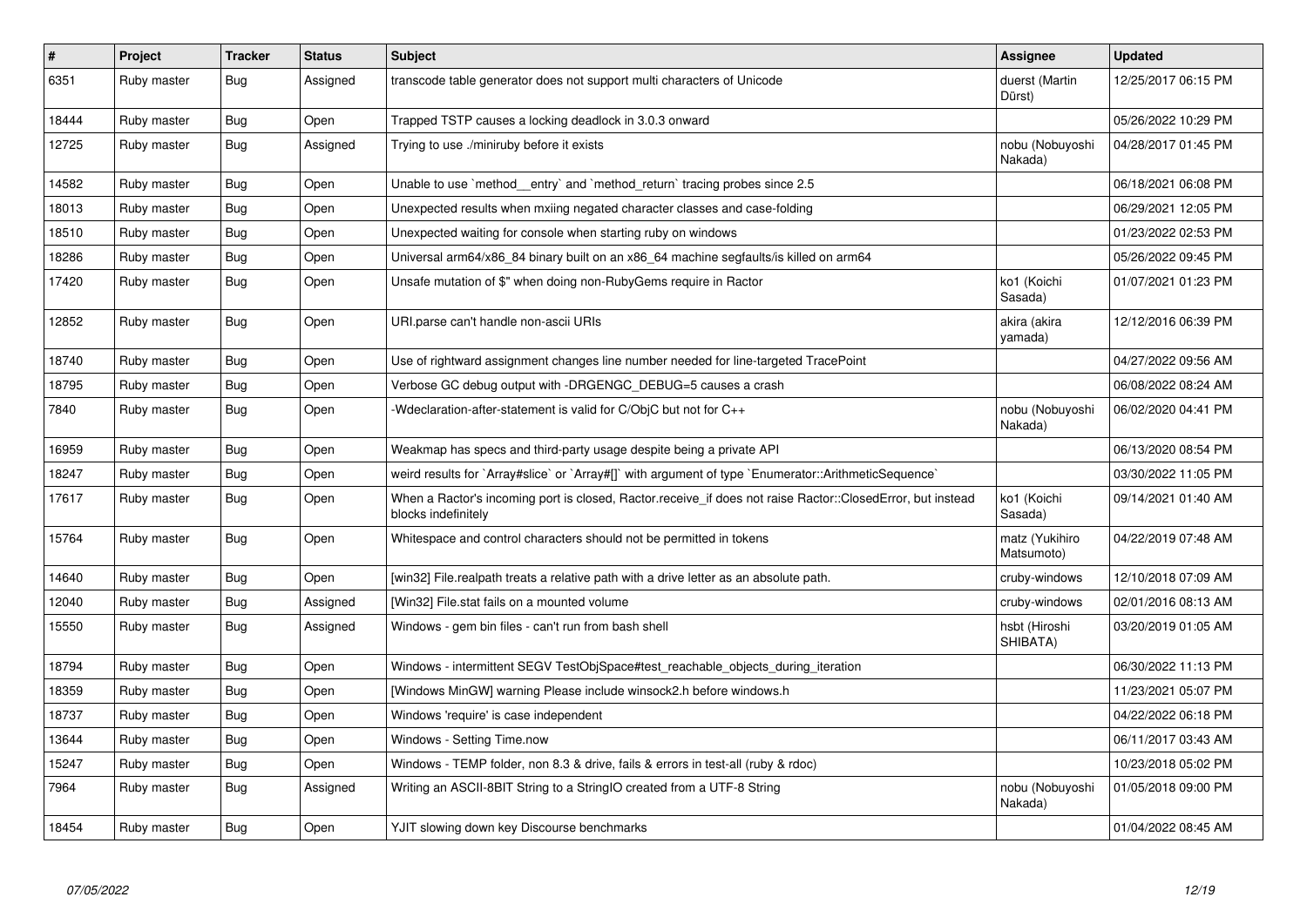| # | Project | Tracker | Status | Subject | Assignee | Updated |
|---|---|---|---|---|---|---|
| 6351 | Ruby master | Bug | Assigned | transcode table generator does not support multi characters of Unicode | duerst (Martin Dürst) | 12/25/2017 06:15 PM |
| 18444 | Ruby master | Bug | Open | Trapped TSTP causes a locking deadlock in 3.0.3 onward | | 05/26/2022 10:29 PM |
| 12725 | Ruby master | Bug | Assigned | Trying to use ./miniruby before it exists | nobu (Nobuyoshi Nakada) | 04/28/2017 01:45 PM |
| 14582 | Ruby master | Bug | Open | Unable to use `method__entry` and `method_return` tracing probes since 2.5 | | 06/18/2021 06:08 PM |
| 18013 | Ruby master | Bug | Open | Unexpected results when mxiing negated character classes and case-folding | | 06/29/2021 12:05 PM |
| 18510 | Ruby master | Bug | Open | Unexpected waiting for console when starting ruby on windows | | 01/23/2022 02:53 PM |
| 18286 | Ruby master | Bug | Open | Universal arm64/x86_84 binary built on an x86_64 machine segfaults/is killed on arm64 | | 05/26/2022 09:45 PM |
| 17420 | Ruby master | Bug | Open | Unsafe mutation of $" when doing non-RubyGems require in Ractor | ko1 (Koichi Sasada) | 01/07/2021 01:23 PM |
| 12852 | Ruby master | Bug | Open | URI.parse can't handle non-ascii URIs | akira (akira yamada) | 12/12/2016 06:39 PM |
| 18740 | Ruby master | Bug | Open | Use of rightward assignment changes line number needed for line-targeted TracePoint | | 04/27/2022 09:56 AM |
| 18795 | Ruby master | Bug | Open | Verbose GC debug output with -DRGENGC_DEBUG=5 causes a crash | | 06/08/2022 08:24 AM |
| 7840 | Ruby master | Bug | Open | -Wdeclaration-after-statement is valid for C/ObjC but not for C++ | nobu (Nobuyoshi Nakada) | 06/02/2020 04:41 PM |
| 16959 | Ruby master | Bug | Open | Weakmap has specs and third-party usage despite being a private API | | 06/13/2020 08:54 PM |
| 18247 | Ruby master | Bug | Open | weird results for `Array#slice` or `Array#[]` with argument of type `Enumerator::ArithmeticSequence` | | 03/30/2022 11:05 PM |
| 17617 | Ruby master | Bug | Open | When a Ractor's incoming port is closed, Ractor.receive_if does not raise Ractor::ClosedError, but instead blocks indefinitely | ko1 (Koichi Sasada) | 09/14/2021 01:40 AM |
| 15764 | Ruby master | Bug | Open | Whitespace and control characters should not be permitted in tokens | matz (Yukihiro Matsumoto) | 04/22/2019 07:48 AM |
| 14640 | Ruby master | Bug | Open | [win32] File.realpath treats a relative path with a drive letter as an absolute path. | cruby-windows | 12/10/2018 07:09 AM |
| 12040 | Ruby master | Bug | Assigned | [Win32] File.stat fails on a mounted volume | cruby-windows | 02/01/2016 08:13 AM |
| 15550 | Ruby master | Bug | Assigned | Windows - gem bin files - can't run from bash shell | hsbt (Hiroshi SHIBATA) | 03/20/2019 01:05 AM |
| 18794 | Ruby master | Bug | Open | Windows - intermittent SEGV TestObjSpace#test_reachable_objects_during_iteration | | 06/30/2022 11:13 PM |
| 18359 | Ruby master | Bug | Open | [Windows MinGW] warning Please include winsock2.h before windows.h | | 11/23/2021 05:07 PM |
| 18737 | Ruby master | Bug | Open | Windows 'require' is case independent | | 04/22/2022 06:18 PM |
| 13644 | Ruby master | Bug | Open | Windows - Setting Time.now | | 06/11/2017 03:43 AM |
| 15247 | Ruby master | Bug | Open | Windows - TEMP folder, non 8.3 & drive, fails & errors in test-all (ruby & rdoc) | | 10/23/2018 05:02 PM |
| 7964 | Ruby master | Bug | Assigned | Writing an ASCII-8BIT String to a StringIO created from a UTF-8 String | nobu (Nobuyoshi Nakada) | 01/05/2018 09:00 PM |
| 18454 | Ruby master | Bug | Open | YJIT slowing down key Discourse benchmarks | | 01/04/2022 08:45 AM |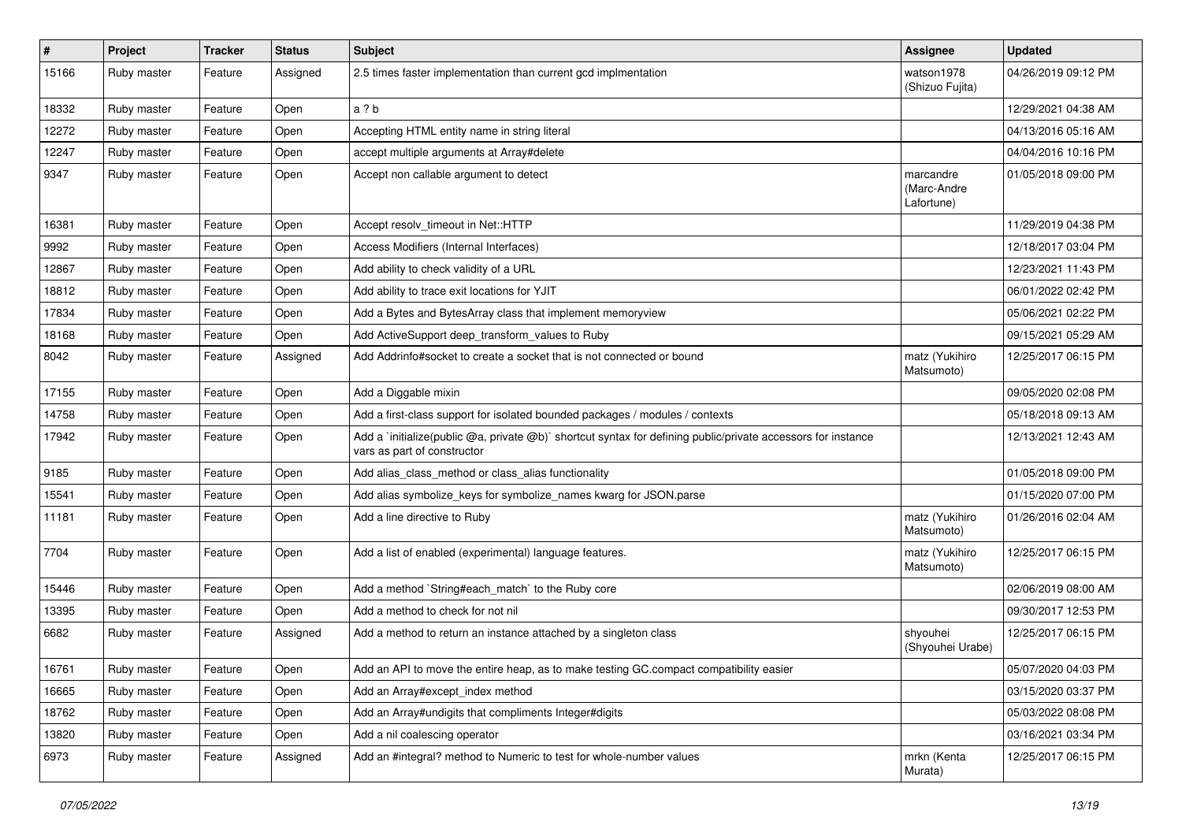| # | Project | Tracker | Status | Subject | Assignee | Updated |
|---|---|---|---|---|---|---|
| 15166 | Ruby master | Feature | Assigned | 2.5 times faster implementation than current gcd implmentation | watson1978 (Shizuo Fujita) | 04/26/2019 09:12 PM |
| 18332 | Ruby master | Feature | Open | a ? b | | 12/29/2021 04:38 AM |
| 12272 | Ruby master | Feature | Open | Accepting HTML entity name in string literal | | 04/13/2016 05:16 AM |
| 12247 | Ruby master | Feature | Open | accept multiple arguments at Array#delete | | 04/04/2016 10:16 PM |
| 9347 | Ruby master | Feature | Open | Accept non callable argument to detect | marcandre (Marc-Andre Lafortune) | 01/05/2018 09:00 PM |
| 16381 | Ruby master | Feature | Open | Accept resolv_timeout in Net::HTTP | | 11/29/2019 04:38 PM |
| 9992 | Ruby master | Feature | Open | Access Modifiers (Internal Interfaces) | | 12/18/2017 03:04 PM |
| 12867 | Ruby master | Feature | Open | Add ability to check validity of a URL | | 12/23/2021 11:43 PM |
| 18812 | Ruby master | Feature | Open | Add ability to trace exit locations for YJIT | | 06/01/2022 02:42 PM |
| 17834 | Ruby master | Feature | Open | Add a Bytes and BytesArray class that implement memoryview | | 05/06/2021 02:22 PM |
| 18168 | Ruby master | Feature | Open | Add ActiveSupport deep_transform_values to Ruby | | 09/15/2021 05:29 AM |
| 8042 | Ruby master | Feature | Assigned | Add Addrinfo#socket to create a socket that is not connected or bound | matz (Yukihiro Matsumoto) | 12/25/2017 06:15 PM |
| 17155 | Ruby master | Feature | Open | Add a Diggable mixin | | 09/05/2020 02:08 PM |
| 14758 | Ruby master | Feature | Open | Add a first-class support for isolated bounded packages / modules / contexts | | 05/18/2018 09:13 AM |
| 17942 | Ruby master | Feature | Open | Add a `initialize(public @a, private @b)` shortcut syntax for defining public/private accessors for instance vars as part of constructor | | 12/13/2021 12:43 AM |
| 9185 | Ruby master | Feature | Open | Add alias_class_method or class_alias functionality | | 01/05/2018 09:00 PM |
| 15541 | Ruby master | Feature | Open | Add alias symbolize_keys for symbolize_names kwarg for JSON.parse | | 01/15/2020 07:00 PM |
| 11181 | Ruby master | Feature | Open | Add a line directive to Ruby | matz (Yukihiro Matsumoto) | 01/26/2016 02:04 AM |
| 7704 | Ruby master | Feature | Open | Add a list of enabled (experimental) language features. | matz (Yukihiro Matsumoto) | 12/25/2017 06:15 PM |
| 15446 | Ruby master | Feature | Open | Add a method `String#each_match` to the Ruby core | | 02/06/2019 08:00 AM |
| 13395 | Ruby master | Feature | Open | Add a method to check for not nil | | 09/30/2017 12:53 PM |
| 6682 | Ruby master | Feature | Assigned | Add a method to return an instance attached by a singleton class | shyouhei (Shyouhei Urabe) | 12/25/2017 06:15 PM |
| 16761 | Ruby master | Feature | Open | Add an API to move the entire heap, as to make testing GC.compact compatibility easier | | 05/07/2020 04:03 PM |
| 16665 | Ruby master | Feature | Open | Add an Array#except_index method | | 03/15/2020 03:37 PM |
| 18762 | Ruby master | Feature | Open | Add an Array#undigits that compliments Integer#digits | | 05/03/2022 08:08 PM |
| 13820 | Ruby master | Feature | Open | Add a nil coalescing operator | | 03/16/2021 03:34 PM |
| 6973 | Ruby master | Feature | Assigned | Add an #integral? method to Numeric to test for whole-number values | mrkn (Kenta Murata) | 12/25/2017 06:15 PM |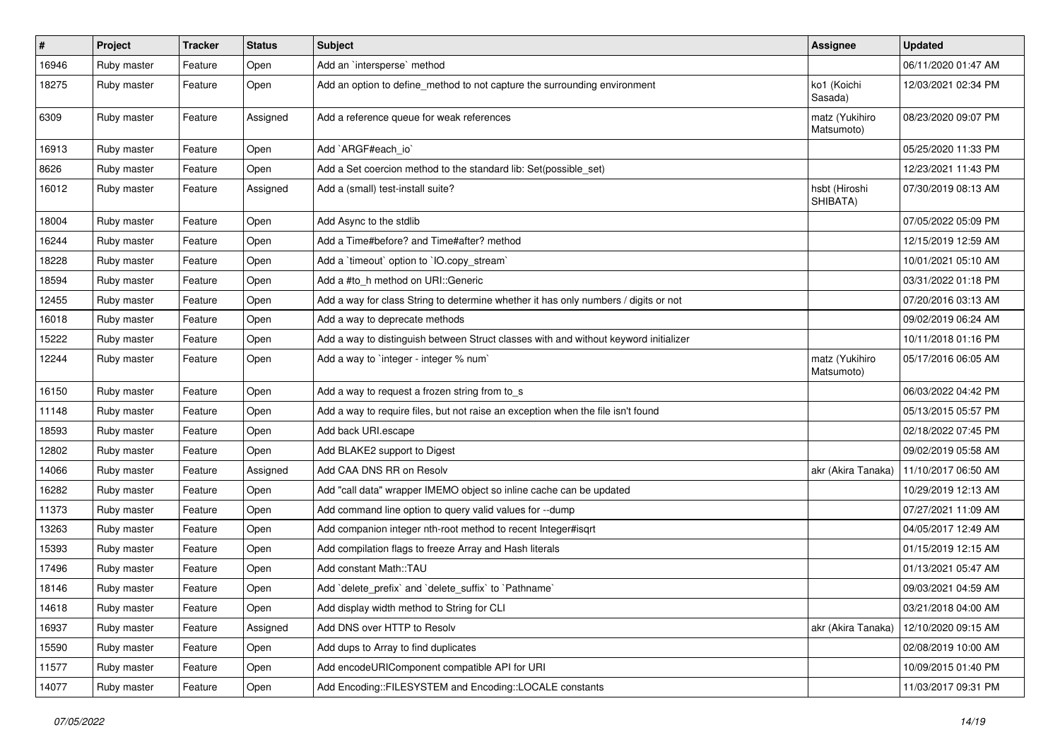| # | Project | Tracker | Status | Subject | Assignee | Updated |
| --- | --- | --- | --- | --- | --- | --- |
| 16946 | Ruby master | Feature | Open | Add an `intersperse` method | | 06/11/2020 01:47 AM |
| 18275 | Ruby master | Feature | Open | Add an option to define_method to not capture the surrounding environment | ko1 (Koichi Sasada) | 12/03/2021 02:34 PM |
| 6309 | Ruby master | Feature | Assigned | Add a reference queue for weak references | matz (Yukihiro Matsumoto) | 08/23/2020 09:07 PM |
| 16913 | Ruby master | Feature | Open | Add `ARGF#each_io` | | 05/25/2020 11:33 PM |
| 8626 | Ruby master | Feature | Open | Add a Set coercion method to the standard lib: Set(possible_set) | | 12/23/2021 11:43 PM |
| 16012 | Ruby master | Feature | Assigned | Add a (small) test-install suite? | hsbt (Hiroshi SHIBATA) | 07/30/2019 08:13 AM |
| 18004 | Ruby master | Feature | Open | Add Async to the stdlib | | 07/05/2022 05:09 PM |
| 16244 | Ruby master | Feature | Open | Add a Time#before? and Time#after? method | | 12/15/2019 12:59 AM |
| 18228 | Ruby master | Feature | Open | Add a `timeout` option to `IO.copy_stream` | | 10/01/2021 05:10 AM |
| 18594 | Ruby master | Feature | Open | Add a #to_h method on URI::Generic | | 03/31/2022 01:18 PM |
| 12455 | Ruby master | Feature | Open | Add a way for class String to determine whether it has only numbers / digits or not | | 07/20/2016 03:13 AM |
| 16018 | Ruby master | Feature | Open | Add a way to deprecate methods | | 09/02/2019 06:24 AM |
| 15222 | Ruby master | Feature | Open | Add a way to distinguish between Struct classes with and without keyword initializer | | 10/11/2018 01:16 PM |
| 12244 | Ruby master | Feature | Open | Add a way to `integer - integer % num` | matz (Yukihiro Matsumoto) | 05/17/2016 06:05 AM |
| 16150 | Ruby master | Feature | Open | Add a way to request a frozen string from to_s | | 06/03/2022 04:42 PM |
| 11148 | Ruby master | Feature | Open | Add a way to require files, but not raise an exception when the file isn't found | | 05/13/2015 05:57 PM |
| 18593 | Ruby master | Feature | Open | Add back URI.escape | | 02/18/2022 07:45 PM |
| 12802 | Ruby master | Feature | Open | Add BLAKE2 support to Digest | | 09/02/2019 05:58 AM |
| 14066 | Ruby master | Feature | Assigned | Add CAA DNS RR on Resolv | akr (Akira Tanaka) | 11/10/2017 06:50 AM |
| 16282 | Ruby master | Feature | Open | Add "call data" wrapper IMEMO object so inline cache can be updated | | 10/29/2019 12:13 AM |
| 11373 | Ruby master | Feature | Open | Add command line option to query valid values for --dump | | 07/27/2021 11:09 AM |
| 13263 | Ruby master | Feature | Open | Add companion integer nth-root method to recent Integer#isqrt | | 04/05/2017 12:49 AM |
| 15393 | Ruby master | Feature | Open | Add compilation flags to freeze Array and Hash literals | | 01/15/2019 12:15 AM |
| 17496 | Ruby master | Feature | Open | Add constant Math::TAU | | 01/13/2021 05:47 AM |
| 18146 | Ruby master | Feature | Open | Add `delete_prefix` and `delete_suffix` to `Pathname` | | 09/03/2021 04:59 AM |
| 14618 | Ruby master | Feature | Open | Add display width method to String for CLI | | 03/21/2018 04:00 AM |
| 16937 | Ruby master | Feature | Assigned | Add DNS over HTTP to Resolv | akr (Akira Tanaka) | 12/10/2020 09:15 AM |
| 15590 | Ruby master | Feature | Open | Add dups to Array to find duplicates | | 02/08/2019 10:00 AM |
| 11577 | Ruby master | Feature | Open | Add encodeURIComponent compatible API for URI | | 10/09/2015 01:40 PM |
| 14077 | Ruby master | Feature | Open | Add Encoding::FILESYSTEM and Encoding::LOCALE constants | | 11/03/2017 09:31 PM |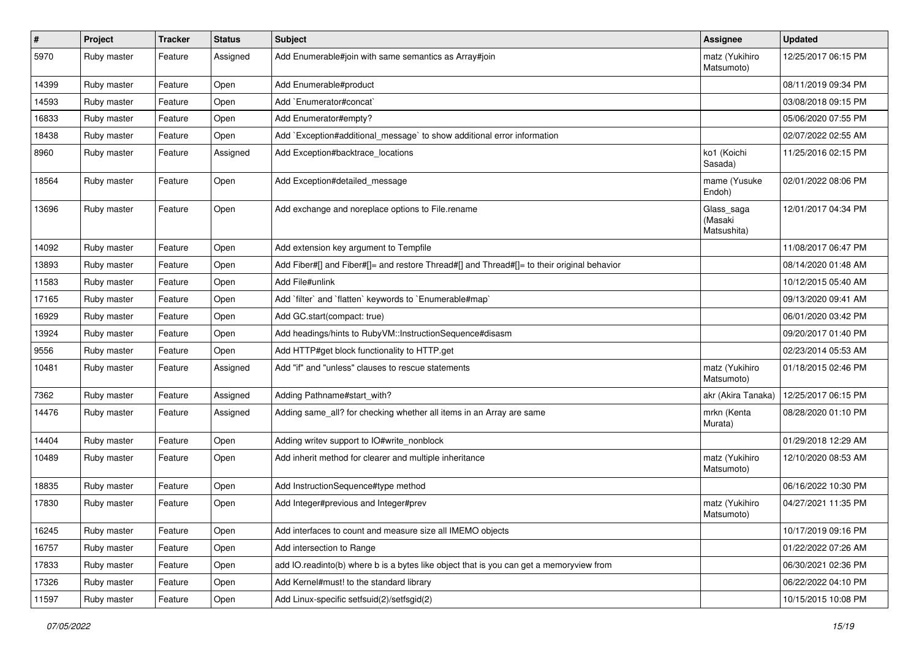| # | Project | Tracker | Status | Subject | Assignee | Updated |
|---|---|---|---|---|---|---|
| 5970 | Ruby master | Feature | Assigned | Add Enumerable#join with same semantics as Array#join | matz (Yukihiro Matsumoto) | 12/25/2017 06:15 PM |
| 14399 | Ruby master | Feature | Open | Add Enumerable#product | | 08/11/2019 09:34 PM |
| 14593 | Ruby master | Feature | Open | Add `Enumerator#concat` | | 03/08/2018 09:15 PM |
| 16833 | Ruby master | Feature | Open | Add Enumerator#empty? | | 05/06/2020 07:55 PM |
| 18438 | Ruby master | Feature | Open | Add `Exception#additional_message` to show additional error information | | 02/07/2022 02:55 AM |
| 8960 | Ruby master | Feature | Assigned | Add Exception#backtrace_locations | ko1 (Koichi Sasada) | 11/25/2016 02:15 PM |
| 18564 | Ruby master | Feature | Open | Add Exception#detailed_message | mame (Yusuke Endoh) | 02/01/2022 08:06 PM |
| 13696 | Ruby master | Feature | Open | Add exchange and noreplace options to File.rename | Glass_saga (Masaki Matsushita) | 12/01/2017 04:34 PM |
| 14092 | Ruby master | Feature | Open | Add extension key argument to Tempfile | | 11/08/2017 06:47 PM |
| 13893 | Ruby master | Feature | Open | Add Fiber#[] and Fiber#[]= and restore Thread#[] and Thread#[]= to their original behavior | | 08/14/2020 01:48 AM |
| 11583 | Ruby master | Feature | Open | Add File#unlink | | 10/12/2015 05:40 AM |
| 17165 | Ruby master | Feature | Open | Add `filter` and `flatten` keywords to `Enumerable#map` | | 09/13/2020 09:41 AM |
| 16929 | Ruby master | Feature | Open | Add GC.start(compact: true) | | 06/01/2020 03:42 PM |
| 13924 | Ruby master | Feature | Open | Add headings/hints to RubyVM::InstructionSequence#disasm | | 09/20/2017 01:40 PM |
| 9556 | Ruby master | Feature | Open | Add HTTP#get block functionality to HTTP.get | | 02/23/2014 05:53 AM |
| 10481 | Ruby master | Feature | Assigned | Add "if" and "unless" clauses to rescue statements | matz (Yukihiro Matsumoto) | 01/18/2015 02:46 PM |
| 7362 | Ruby master | Feature | Assigned | Adding Pathname#start_with? | akr (Akira Tanaka) | 12/25/2017 06:15 PM |
| 14476 | Ruby master | Feature | Assigned | Adding same_all? for checking whether all items in an Array are same | mrkn (Kenta Murata) | 08/28/2020 01:10 PM |
| 14404 | Ruby master | Feature | Open | Adding writev support to IO#write_nonblock | | 01/29/2018 12:29 AM |
| 10489 | Ruby master | Feature | Open | Add inherit method for clearer and multiple inheritance | matz (Yukihiro Matsumoto) | 12/10/2020 08:53 AM |
| 18835 | Ruby master | Feature | Open | Add InstructionSequence#type method | | 06/16/2022 10:30 PM |
| 17830 | Ruby master | Feature | Open | Add Integer#previous and Integer#prev | matz (Yukihiro Matsumoto) | 04/27/2021 11:35 PM |
| 16245 | Ruby master | Feature | Open | Add interfaces to count and measure size all IMEMO objects | | 10/17/2019 09:16 PM |
| 16757 | Ruby master | Feature | Open | Add intersection to Range | | 01/22/2022 07:26 AM |
| 17833 | Ruby master | Feature | Open | add IO.readinto(b) where b is a bytes like object that is you can get a memoryview from | | 06/30/2021 02:36 PM |
| 17326 | Ruby master | Feature | Open | Add Kernel#must! to the standard library | | 06/22/2022 04:10 PM |
| 11597 | Ruby master | Feature | Open | Add Linux-specific setfsuid(2)/setfsgid(2) | | 10/15/2015 10:08 PM |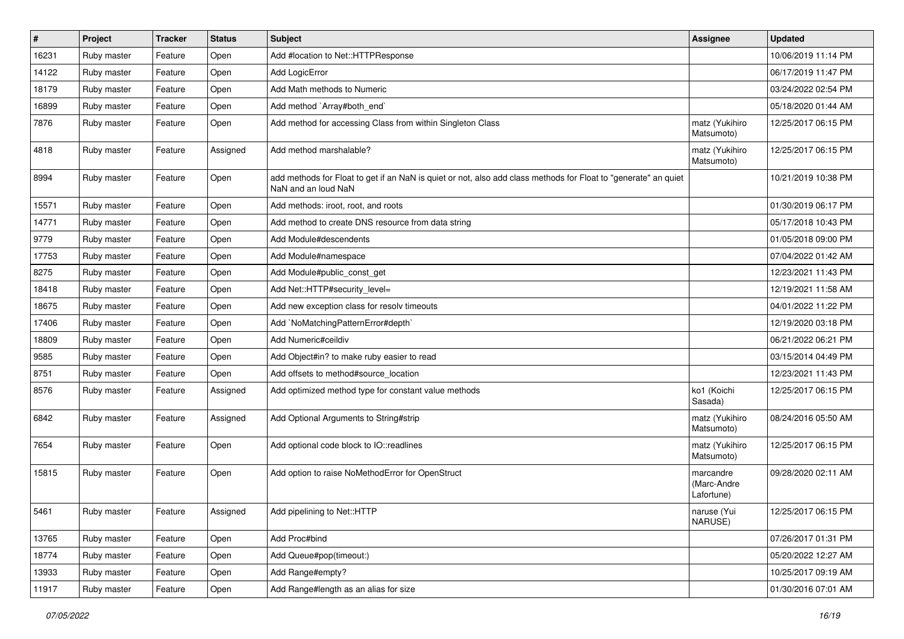| # | Project | Tracker | Status | Subject | Assignee | Updated |
|---|---|---|---|---|---|---|
| 16231 | Ruby master | Feature | Open | Add #location to Net::HTTPResponse | | 10/06/2019 11:14 PM |
| 14122 | Ruby master | Feature | Open | Add LogicError | | 06/17/2019 11:47 PM |
| 18179 | Ruby master | Feature | Open | Add Math methods to Numeric | | 03/24/2022 02:54 PM |
| 16899 | Ruby master | Feature | Open | Add method `Array#both_end` | | 05/18/2020 01:44 AM |
| 7876 | Ruby master | Feature | Open | Add method for accessing Class from within Singleton Class | matz (Yukihiro Matsumoto) | 12/25/2017 06:15 PM |
| 4818 | Ruby master | Feature | Assigned | Add method marshalable? | matz (Yukihiro Matsumoto) | 12/25/2017 06:15 PM |
| 8994 | Ruby master | Feature | Open | add methods for Float to get if an NaN is quiet or not, also add class methods for Float to "generate" an quiet NaN and an loud NaN | | 10/21/2019 10:38 PM |
| 15571 | Ruby master | Feature | Open | Add methods: iroot, root, and roots | | 01/30/2019 06:17 PM |
| 14771 | Ruby master | Feature | Open | Add method to create DNS resource from data string | | 05/17/2018 10:43 PM |
| 9779 | Ruby master | Feature | Open | Add Module#descendents | | 01/05/2018 09:00 PM |
| 17753 | Ruby master | Feature | Open | Add Module#namespace | | 07/04/2022 01:42 AM |
| 8275 | Ruby master | Feature | Open | Add Module#public_const_get | | 12/23/2021 11:43 PM |
| 18418 | Ruby master | Feature | Open | Add Net::HTTP#security_level= | | 12/19/2021 11:58 AM |
| 18675 | Ruby master | Feature | Open | Add new exception class for resolv timeouts | | 04/01/2022 11:22 PM |
| 17406 | Ruby master | Feature | Open | Add `NoMatchingPatternError#depth` | | 12/19/2020 03:18 PM |
| 18809 | Ruby master | Feature | Open | Add Numeric#ceildiv | | 06/21/2022 06:21 PM |
| 9585 | Ruby master | Feature | Open | Add Object#in? to make ruby easier to read | | 03/15/2014 04:49 PM |
| 8751 | Ruby master | Feature | Open | Add offsets to method#source_location | | 12/23/2021 11:43 PM |
| 8576 | Ruby master | Feature | Assigned | Add optimized method type for constant value methods | ko1 (Koichi Sasada) | 12/25/2017 06:15 PM |
| 6842 | Ruby master | Feature | Assigned | Add Optional Arguments to String#strip | matz (Yukihiro Matsumoto) | 08/24/2016 05:50 AM |
| 7654 | Ruby master | Feature | Open | Add optional code block to IO::readlines | matz (Yukihiro Matsumoto) | 12/25/2017 06:15 PM |
| 15815 | Ruby master | Feature | Open | Add option to raise NoMethodError for OpenStruct | marcandre (Marc-Andre Lafortune) | 09/28/2020 02:11 AM |
| 5461 | Ruby master | Feature | Assigned | Add pipelining to Net::HTTP | naruse (Yui NARUSE) | 12/25/2017 06:15 PM |
| 13765 | Ruby master | Feature | Open | Add Proc#bind | | 07/26/2017 01:31 PM |
| 18774 | Ruby master | Feature | Open | Add Queue#pop(timeout:) | | 05/20/2022 12:27 AM |
| 13933 | Ruby master | Feature | Open | Add Range#empty? | | 10/25/2017 09:19 AM |
| 11917 | Ruby master | Feature | Open | Add Range#length as an alias for size | | 01/30/2016 07:01 AM |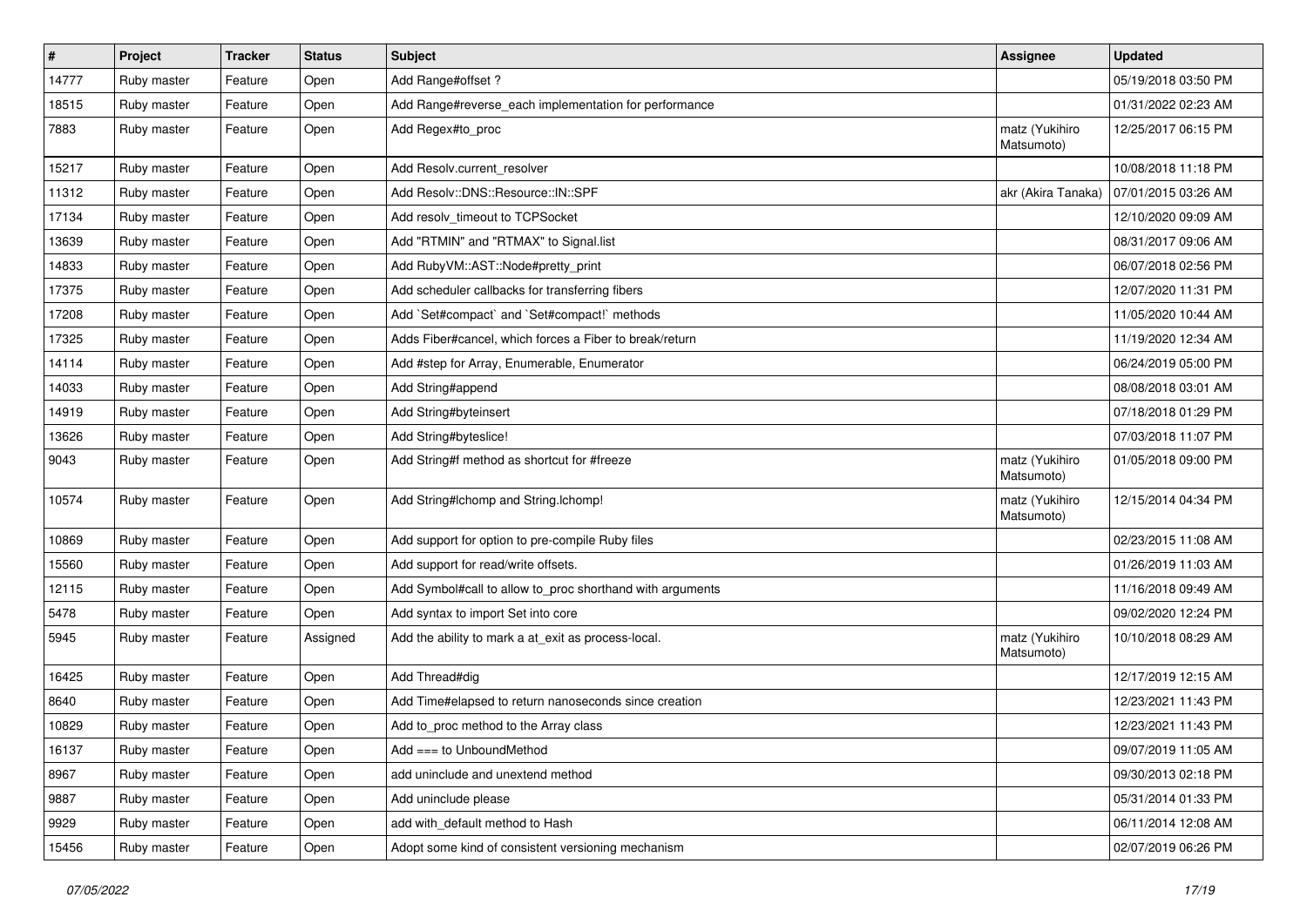| # | Project | Tracker | Status | Subject | Assignee | Updated |
|---|---|---|---|---|---|---|
| 14777 | Ruby master | Feature | Open | Add Range#offset ? | | 05/19/2018 03:50 PM |
| 18515 | Ruby master | Feature | Open | Add Range#reverse_each implementation for performance | | 01/31/2022 02:23 AM |
| 7883 | Ruby master | Feature | Open | Add Regex#to_proc | matz (Yukihiro Matsumoto) | 12/25/2017 06:15 PM |
| 15217 | Ruby master | Feature | Open | Add Resolv.current_resolver | | 10/08/2018 11:18 PM |
| 11312 | Ruby master | Feature | Open | Add Resolv::DNS::Resource::IN::SPF | akr (Akira Tanaka) | 07/01/2015 03:26 AM |
| 17134 | Ruby master | Feature | Open | Add resolv_timeout to TCPSocket | | 12/10/2020 09:09 AM |
| 13639 | Ruby master | Feature | Open | Add "RTMIN" and "RTMAX" to Signal.list | | 08/31/2017 09:06 AM |
| 14833 | Ruby master | Feature | Open | Add RubyVM::AST::Node#pretty_print | | 06/07/2018 02:56 PM |
| 17375 | Ruby master | Feature | Open | Add scheduler callbacks for transferring fibers | | 12/07/2020 11:31 PM |
| 17208 | Ruby master | Feature | Open | Add `Set#compact` and `Set#compact!` methods | | 11/05/2020 10:44 AM |
| 17325 | Ruby master | Feature | Open | Adds Fiber#cancel, which forces a Fiber to break/return | | 11/19/2020 12:34 AM |
| 14114 | Ruby master | Feature | Open | Add #step for Array, Enumerable, Enumerator | | 06/24/2019 05:00 PM |
| 14033 | Ruby master | Feature | Open | Add String#append | | 08/08/2018 03:01 AM |
| 14919 | Ruby master | Feature | Open | Add String#byteinsert | | 07/18/2018 01:29 PM |
| 13626 | Ruby master | Feature | Open | Add String#byteslice! | | 07/03/2018 11:07 PM |
| 9043 | Ruby master | Feature | Open | Add String#f method as shortcut for #freeze | matz (Yukihiro Matsumoto) | 01/05/2018 09:00 PM |
| 10574 | Ruby master | Feature | Open | Add String#lchomp and String.lchomp! | matz (Yukihiro Matsumoto) | 12/15/2014 04:34 PM |
| 10869 | Ruby master | Feature | Open | Add support for option to pre-compile Ruby files | | 02/23/2015 11:08 AM |
| 15560 | Ruby master | Feature | Open | Add support for read/write offsets. | | 01/26/2019 11:03 AM |
| 12115 | Ruby master | Feature | Open | Add Symbol#call to allow to_proc shorthand with arguments | | 11/16/2018 09:49 AM |
| 5478 | Ruby master | Feature | Open | Add syntax to import Set into core | | 09/02/2020 12:24 PM |
| 5945 | Ruby master | Feature | Assigned | Add the ability to mark a at_exit as process-local. | matz (Yukihiro Matsumoto) | 10/10/2018 08:29 AM |
| 16425 | Ruby master | Feature | Open | Add Thread#dig | | 12/17/2019 12:15 AM |
| 8640 | Ruby master | Feature | Open | Add Time#elapsed to return nanoseconds since creation | | 12/23/2021 11:43 PM |
| 10829 | Ruby master | Feature | Open | Add to_proc method to the Array class | | 12/23/2021 11:43 PM |
| 16137 | Ruby master | Feature | Open | Add === to UnboundMethod | | 09/07/2019 11:05 AM |
| 8967 | Ruby master | Feature | Open | add uninclude and unextend method | | 09/30/2013 02:18 PM |
| 9887 | Ruby master | Feature | Open | Add uninclude please | | 05/31/2014 01:33 PM |
| 9929 | Ruby master | Feature | Open | add with_default method to Hash | | 06/11/2014 12:08 AM |
| 15456 | Ruby master | Feature | Open | Adopt some kind of consistent versioning mechanism | | 02/07/2019 06:26 PM |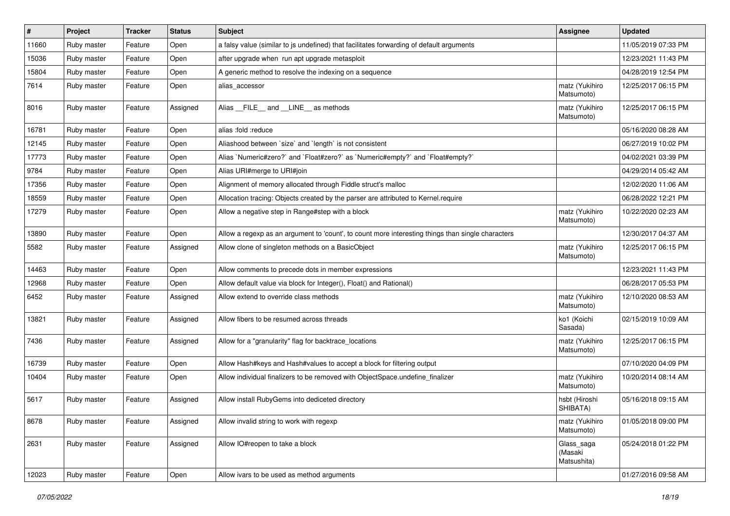| # | Project | Tracker | Status | Subject | Assignee | Updated |
|---|---|---|---|---|---|---|
| 11660 | Ruby master | Feature | Open | a falsy value (similar to js undefined) that facilitates forwarding of default arguments | | 11/05/2019 07:33 PM |
| 15036 | Ruby master | Feature | Open | after upgrade when  run apt upgrade metasploit | | 12/23/2021 11:43 PM |
| 15804 | Ruby master | Feature | Open | A generic method to resolve the indexing on a sequence | | 04/28/2019 12:54 PM |
| 7614 | Ruby master | Feature | Open | alias_accessor | matz (Yukihiro Matsumoto) | 12/25/2017 06:15 PM |
| 8016 | Ruby master | Feature | Assigned | Alias __FILE__ and __LINE__ as methods | matz (Yukihiro Matsumoto) | 12/25/2017 06:15 PM |
| 16781 | Ruby master | Feature | Open | alias :fold :reduce | | 05/16/2020 08:28 AM |
| 12145 | Ruby master | Feature | Open | Aliashood between `size` and `length` is not consistent | | 06/27/2019 10:02 PM |
| 17773 | Ruby master | Feature | Open | Alias `Numeric#zero?` and `Float#zero?` as `Numeric#empty?` and `Float#empty?` | | 04/02/2021 03:39 PM |
| 9784 | Ruby master | Feature | Open | Alias URI#merge to URI#join | | 04/29/2014 05:42 AM |
| 17356 | Ruby master | Feature | Open | Alignment of memory allocated through Fiddle struct's malloc | | 12/02/2020 11:06 AM |
| 18559 | Ruby master | Feature | Open | Allocation tracing: Objects created by the parser are attributed to Kernel.require | | 06/28/2022 12:21 PM |
| 17279 | Ruby master | Feature | Open | Allow a negative step in Range#step with a block | matz (Yukihiro Matsumoto) | 10/22/2020 02:23 AM |
| 13890 | Ruby master | Feature | Open | Allow a regexp as an argument to 'count', to count more interesting things than single characters | | 12/30/2017 04:37 AM |
| 5582 | Ruby master | Feature | Assigned | Allow clone of singleton methods on a BasicObject | matz (Yukihiro Matsumoto) | 12/25/2017 06:15 PM |
| 14463 | Ruby master | Feature | Open | Allow comments to precede dots in member expressions | | 12/23/2021 11:43 PM |
| 12968 | Ruby master | Feature | Open | Allow default value via block for Integer(), Float() and Rational() | | 06/28/2017 05:53 PM |
| 6452 | Ruby master | Feature | Assigned | Allow extend to override class methods | matz (Yukihiro Matsumoto) | 12/10/2020 08:53 AM |
| 13821 | Ruby master | Feature | Assigned | Allow fibers to be resumed across threads | ko1 (Koichi Sasada) | 02/15/2019 10:09 AM |
| 7436 | Ruby master | Feature | Assigned | Allow for a "granularity" flag for backtrace_locations | matz (Yukihiro Matsumoto) | 12/25/2017 06:15 PM |
| 16739 | Ruby master | Feature | Open | Allow Hash#keys and Hash#values to accept a block for filtering output | | 07/10/2020 04:09 PM |
| 10404 | Ruby master | Feature | Open | Allow individual finalizers to be removed with ObjectSpace.undefine_finalizer | matz (Yukihiro Matsumoto) | 10/20/2014 08:14 AM |
| 5617 | Ruby master | Feature | Assigned | Allow install RubyGems into dediceted directory | hsbt (Hiroshi SHIBATA) | 05/16/2018 09:15 AM |
| 8678 | Ruby master | Feature | Assigned | Allow invalid string to work with regexp | matz (Yukihiro Matsumoto) | 01/05/2018 09:00 PM |
| 2631 | Ruby master | Feature | Assigned | Allow IO#reopen to take a block | Glass_saga (Masaki Matsushita) | 05/24/2018 01:22 PM |
| 12023 | Ruby master | Feature | Open | Allow ivars to be used as method arguments | | 01/27/2016 09:58 AM |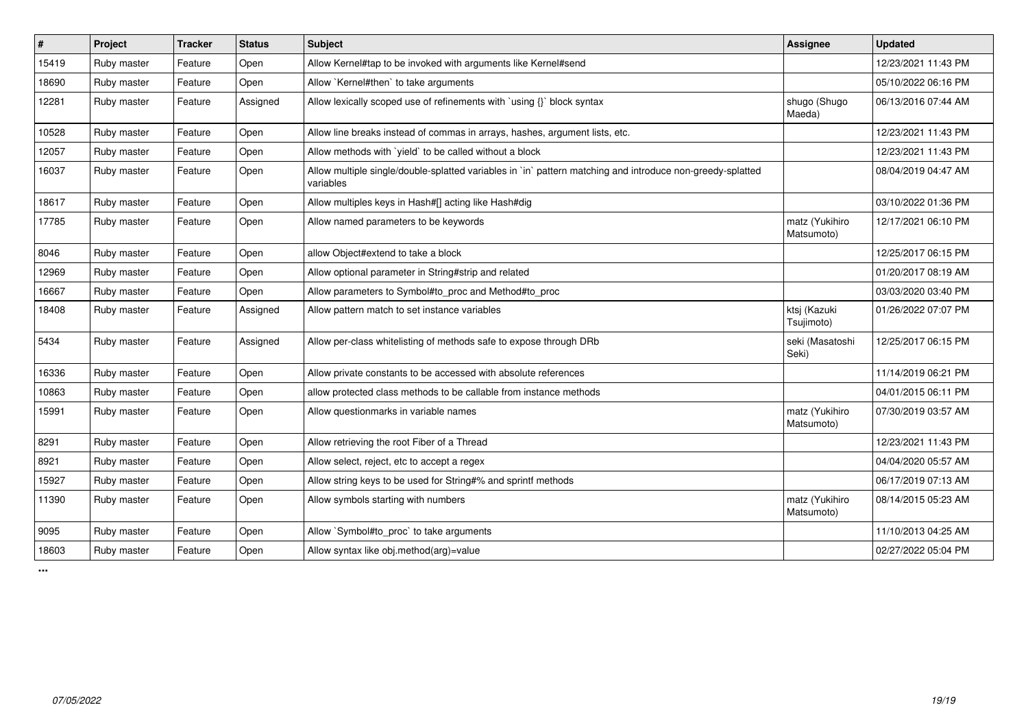| # | Project | Tracker | Status | Subject | Assignee | Updated |
| --- | --- | --- | --- | --- | --- | --- |
| 15419 | Ruby master | Feature | Open | Allow Kernel#tap to be invoked with arguments like Kernel#send | | 12/23/2021 11:43 PM |
| 18690 | Ruby master | Feature | Open | Allow `Kernel#then` to take arguments | | 05/10/2022 06:16 PM |
| 12281 | Ruby master | Feature | Assigned | Allow lexically scoped use of refinements with `using {}` block syntax | shugo (Shugo Maeda) | 06/13/2016 07:44 AM |
| 10528 | Ruby master | Feature | Open | Allow line breaks instead of commas in arrays, hashes, argument lists, etc. | | 12/23/2021 11:43 PM |
| 12057 | Ruby master | Feature | Open | Allow methods with `yield` to be called without a block | | 12/23/2021 11:43 PM |
| 16037 | Ruby master | Feature | Open | Allow multiple single/double-splatted variables in `in` pattern matching and introduce non-greedy-splatted variables | | 08/04/2019 04:47 AM |
| 18617 | Ruby master | Feature | Open | Allow multiples keys in Hash#[] acting like Hash#dig | | 03/10/2022 01:36 PM |
| 17785 | Ruby master | Feature | Open | Allow named parameters to be keywords | matz (Yukihiro Matsumoto) | 12/17/2021 06:10 PM |
| 8046 | Ruby master | Feature | Open | allow Object#extend to take a block | | 12/25/2017 06:15 PM |
| 12969 | Ruby master | Feature | Open | Allow optional parameter in String#strip and related | | 01/20/2017 08:19 AM |
| 16667 | Ruby master | Feature | Open | Allow parameters to Symbol#to_proc and Method#to_proc | | 03/03/2020 03:40 PM |
| 18408 | Ruby master | Feature | Assigned | Allow pattern match to set instance variables | ktsj (Kazuki Tsujimoto) | 01/26/2022 07:07 PM |
| 5434 | Ruby master | Feature | Assigned | Allow per-class whitelisting of methods safe to expose through DRb | seki (Masatoshi Seki) | 12/25/2017 06:15 PM |
| 16336 | Ruby master | Feature | Open | Allow private constants to be accessed with absolute references | | 11/14/2019 06:21 PM |
| 10863 | Ruby master | Feature | Open | allow protected class methods to be callable from instance methods | | 04/01/2015 06:11 PM |
| 15991 | Ruby master | Feature | Open | Allow questionmarks in variable names | matz (Yukihiro Matsumoto) | 07/30/2019 03:57 AM |
| 8291 | Ruby master | Feature | Open | Allow retrieving the root Fiber of a Thread | | 12/23/2021 11:43 PM |
| 8921 | Ruby master | Feature | Open | Allow select, reject, etc to accept a regex | | 04/04/2020 05:57 AM |
| 15927 | Ruby master | Feature | Open | Allow string keys to be used for String#% and sprintf methods | | 06/17/2019 07:13 AM |
| 11390 | Ruby master | Feature | Open | Allow symbols starting with numbers | matz (Yukihiro Matsumoto) | 08/14/2015 05:23 AM |
| 9095 | Ruby master | Feature | Open | Allow `Symbol#to_proc` to take arguments | | 11/10/2013 04:25 AM |
| 18603 | Ruby master | Feature | Open | Allow syntax like obj.method(arg)=value | | 02/27/2022 05:04 PM |

...